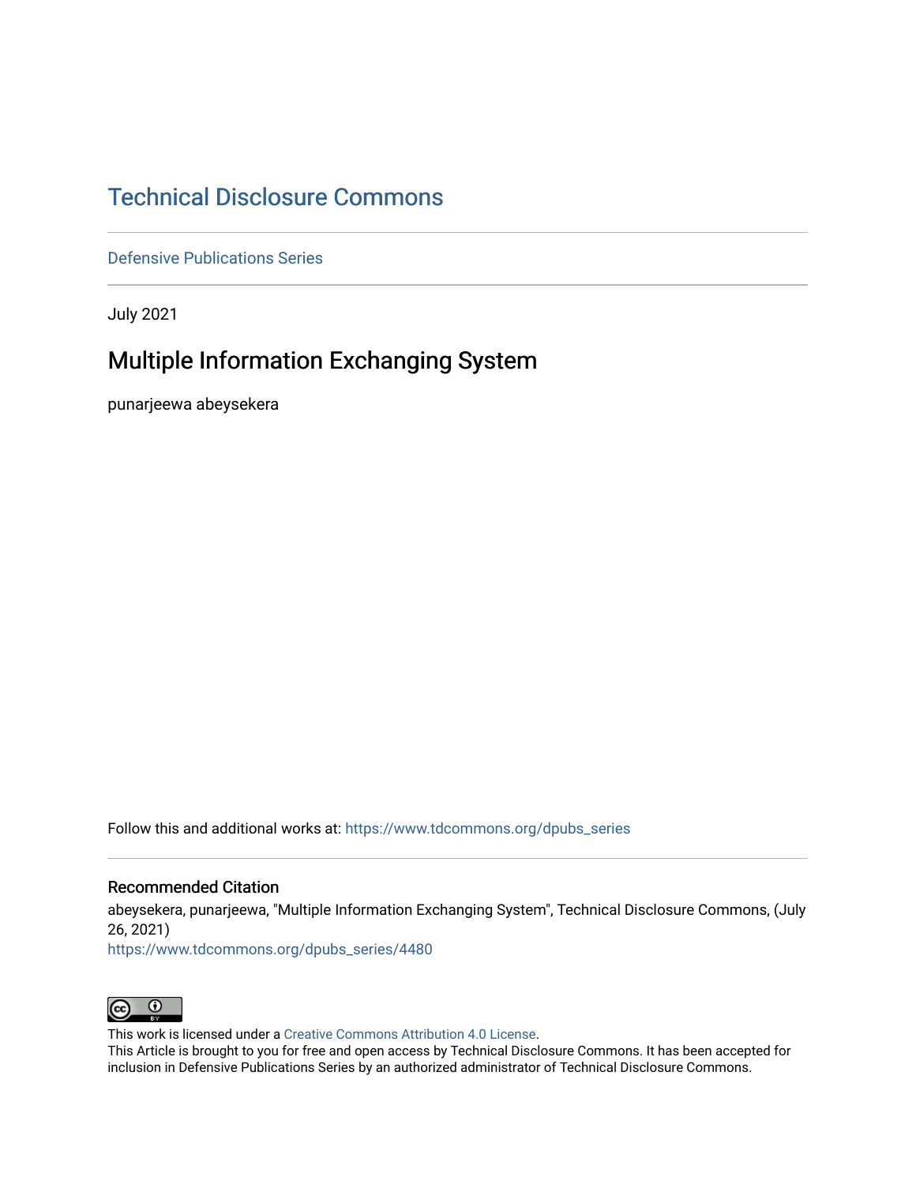# Technical Disclosure Commons

Defensive Publications Series

July 2021

## Multiple Information Exchanging System

punarjeewa abeysekera

Follow this and additional works at: https://www.tdcommons.org/dpubs_series

### Recommended Citation

abeysekera, punarjeewa, "Multiple Information Exchanging System", Technical Disclosure Commons, (July 26, 2021)
https://www.tdcommons.org/dpubs_series/4480

This work is licensed under a Creative Commons Attribution 4.0 License.
This Article is brought to you for free and open access by Technical Disclosure Commons. It has been accepted for inclusion in Defensive Publications Series by an authorized administrator of Technical Disclosure Commons.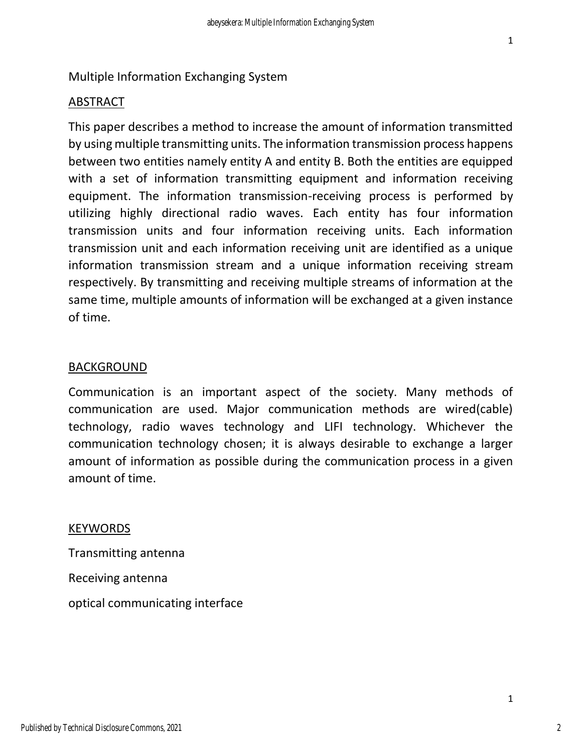Multiple Information Exchanging System

## ABSTRACT

This paper describes a method to increase the amount of information transmitted by using multiple transmitting units. The information transmission process happens between two entities namely entity A and entity B. Both the entities are equipped with a set of information transmitting equipment and information receiving equipment. The information transmission-receiving process is performed by utilizing highly directional radio waves. Each entity has four information transmission units and four information receiving units. Each information transmission unit and each information receiving unit are identified as a unique information transmission stream and a unique information receiving stream respectively. By transmitting and receiving multiple streams of information at the same time, multiple amounts of information will be exchanged at a given instance of time.

## BACKGROUND

Communication is an important aspect of the society. Many methods of communication are used. Major communication methods are wired(cable) technology, radio waves technology and LIFI technology. Whichever the communication technology chosen; it is always desirable to exchange a larger amount of information as possible during the communication process in a given amount of time.

## KEYWORDS

Transmitting antenna

Receiving antenna

optical communicating interface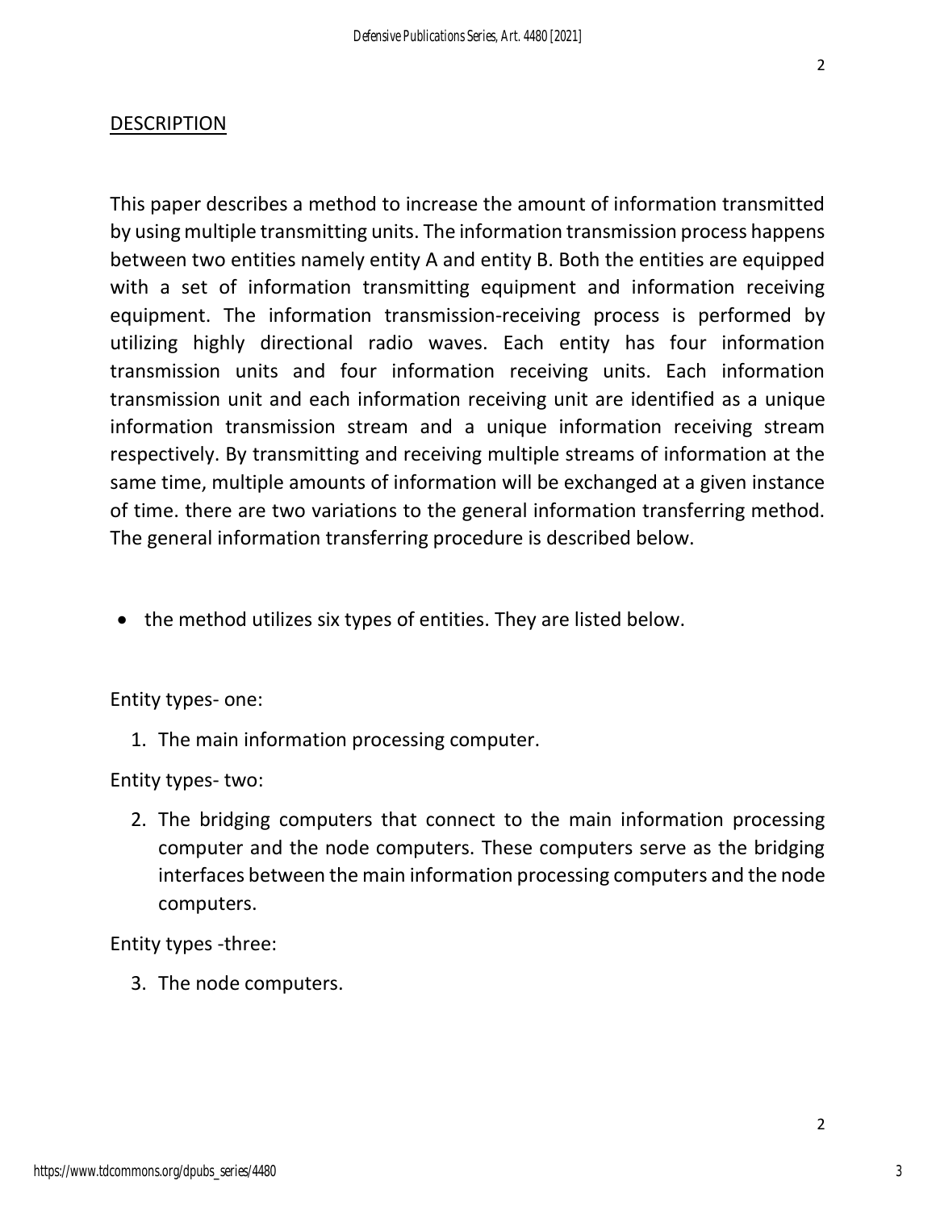## DESCRIPTION

This paper describes a method to increase the amount of information transmitted by using multiple transmitting units. The information transmission process happens between two entities namely entity A and entity B. Both the entities are equipped with a set of information transmitting equipment and information receiving equipment. The information transmission-receiving process is performed by utilizing highly directional radio waves. Each entity has four information transmission units and four information receiving units. Each information transmission unit and each information receiving unit are identified as a unique information transmission stream and a unique information receiving stream respectively. By transmitting and receiving multiple streams of information at the same time, multiple amounts of information will be exchanged at a given instance of time. there are two variations to the general information transferring method. The general information transferring procedure is described below.

- the method utilizes six types of entities. They are listed below.

Entity types- one:

1. The main information processing computer.

Entity types- two:

2. The bridging computers that connect to the main information processing computer and the node computers. These computers serve as the bridging interfaces between the main information processing computers and the node computers.

Entity types -three:

3. The node computers.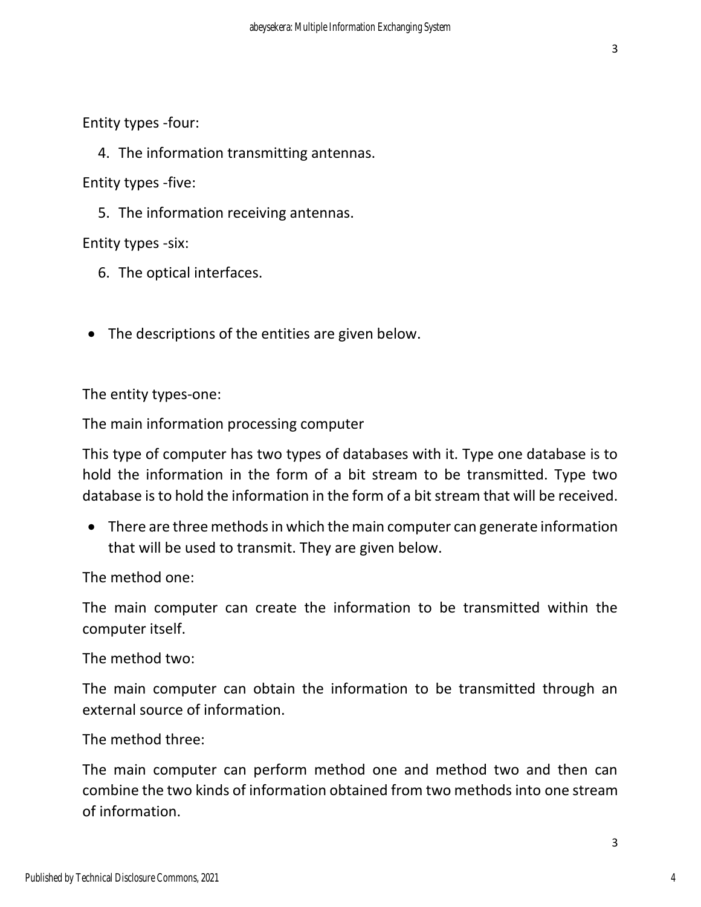Entity types -four:

4. The information transmitting antennas.

Entity types -five:

5. The information receiving antennas.

Entity types -six:

6. The optical interfaces.

- The descriptions of the entities are given below.

The entity types-one:

The main information processing computer

This type of computer has two types of databases with it. Type one database is to hold the information in the form of a bit stream to be transmitted. Type two database is to hold the information in the form of a bit stream that will be received.

- There are three methods in which the main computer can generate information that will be used to transmit. They are given below.

The method one:

The main computer can create the information to be transmitted within the computer itself.

The method two:

The main computer can obtain the information to be transmitted through an external source of information.

The method three:

The main computer can perform method one and method two and then can combine the two kinds of information obtained from two methods into one stream of information.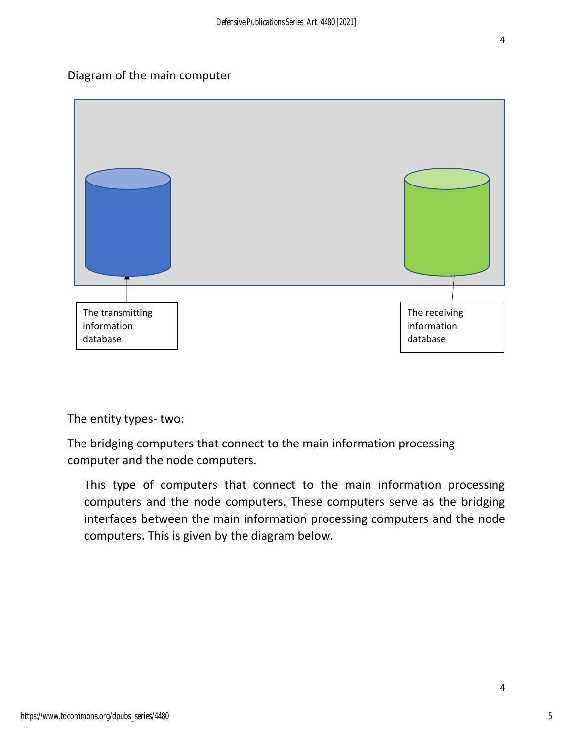Diagram of the main computer

The transmitting information database

The receiving information database

The entity types- two:

The bridging computers that connect to the main information processing computer and the node computers.

This type of computers that connect to the main information processing computers and the node computers. These computers serve as the bridging interfaces between the main information processing computers and the node computers. This is given by the diagram below.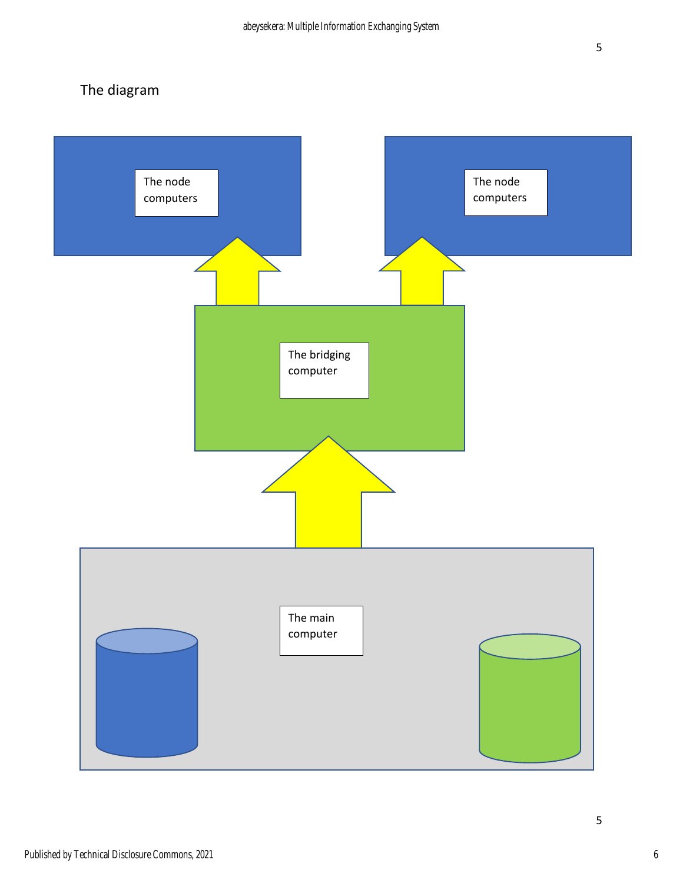The diagram

The node computers

The node computers

The bridging computer

The main computer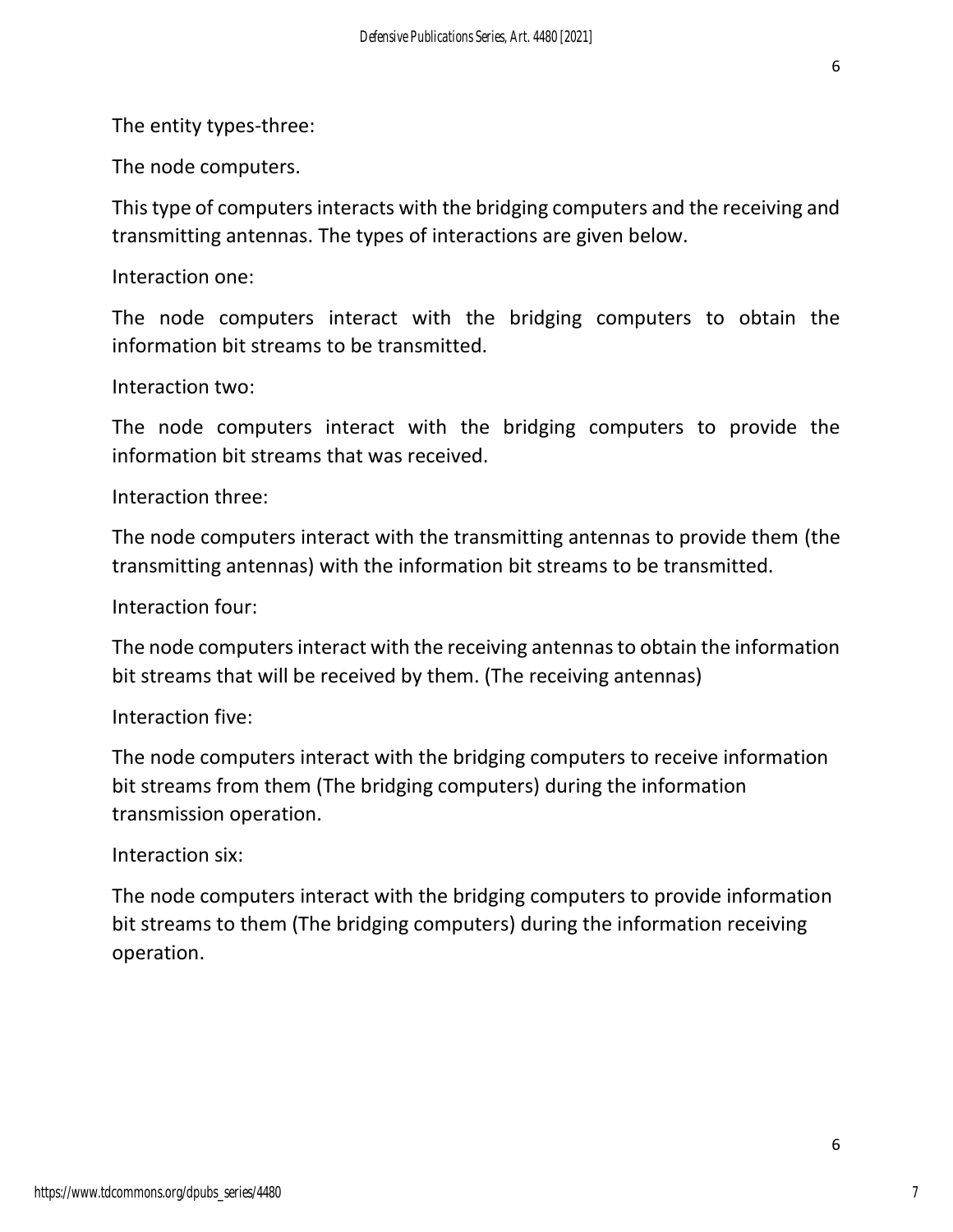The entity types-three:

The node computers.

This type of computers interacts with the bridging computers and the receiving and transmitting antennas. The types of interactions are given below.

Interaction one:

The node computers interact with the bridging computers to obtain the information bit streams to be transmitted.

Interaction two:

The node computers interact with the bridging computers to provide the information bit streams that was received.

Interaction three:

The node computers interact with the transmitting antennas to provide them (the transmitting antennas) with the information bit streams to be transmitted.

Interaction four:

The node computers interact with the receiving antennas to obtain the information bit streams that will be received by them. (The receiving antennas)

Interaction five:

The node computers interact with the bridging computers to receive information bit streams from them (The bridging computers) during the information transmission operation.

Interaction six:

The node computers interact with the bridging computers to provide information bit streams to them (The bridging computers) during the information receiving operation.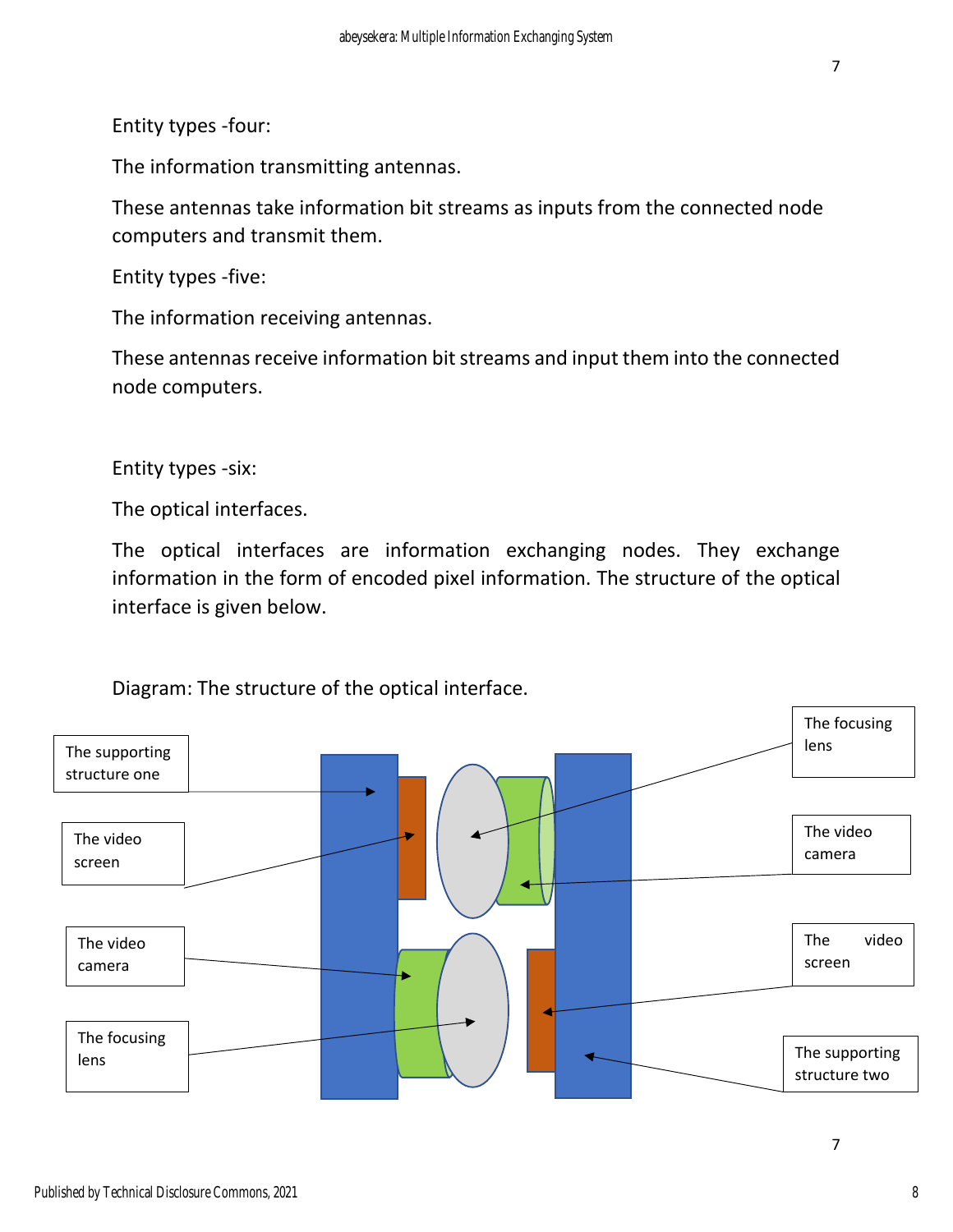Entity types -four:

The information transmitting antennas.

These antennas take information bit streams as inputs from the connected node computers and transmit them.

Entity types -five:

The information receiving antennas.

These antennas receive information bit streams and input them into the connected node computers.

Entity types -six:

The optical interfaces.

The optical interfaces are information exchanging nodes. They exchange information in the form of encoded pixel information. The structure of the optical interface is given below.

Diagram: The structure of the optical interface.

The supporting structure one

The video screen

The video camera

The focusing lens

The focusing lens

The video camera

The video screen

The supporting structure two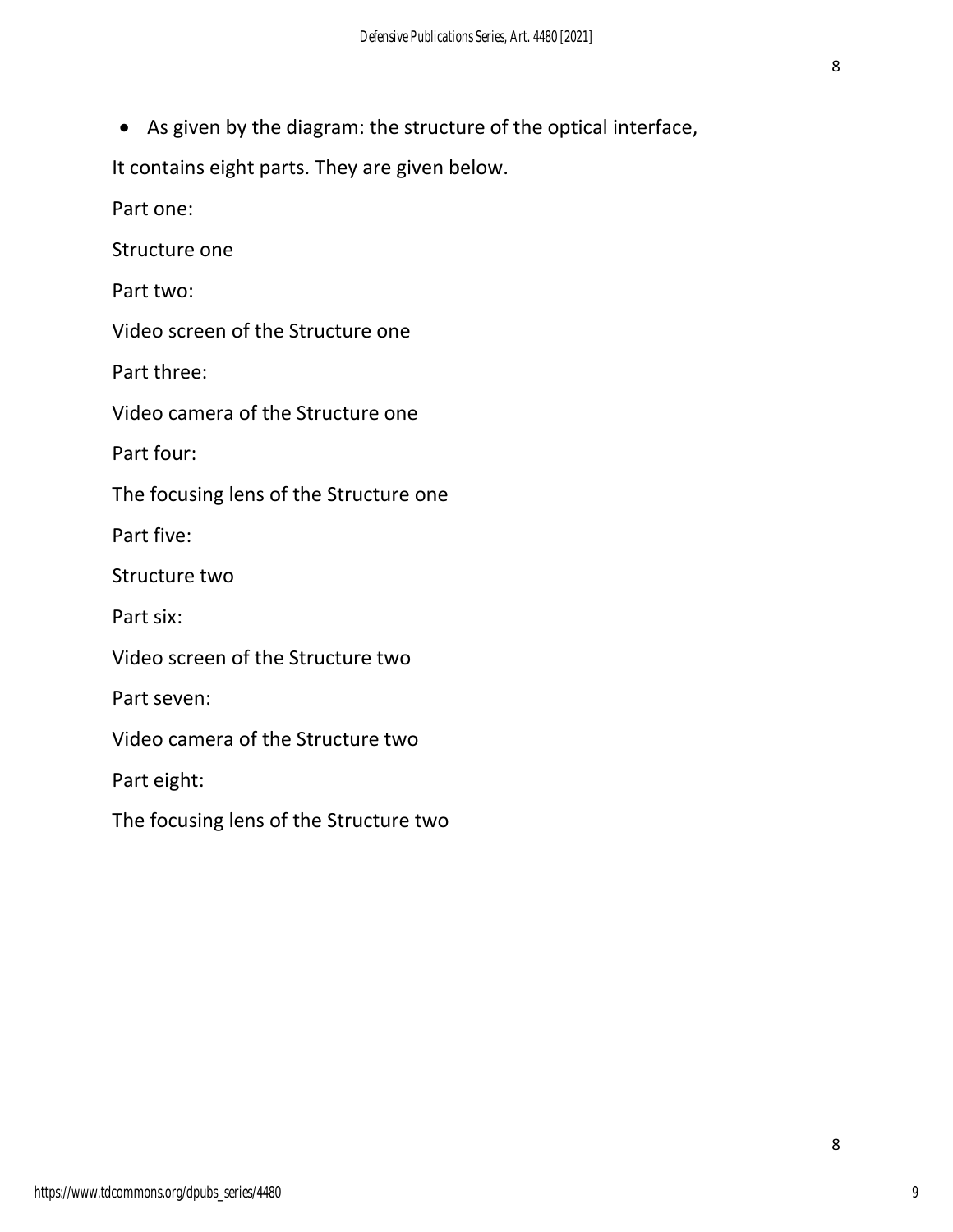- As given by the diagram: the structure of the optical interface,

It contains eight parts. They are given below.

Part one:

Structure one

Part two:

Video screen of the Structure one

Part three:

Video camera of the Structure one

Part four:

The focusing lens of the Structure one

Part five:

Structure two

Part six:

Video screen of the Structure two

Part seven:

Video camera of the Structure two

Part eight:

The focusing lens of the Structure two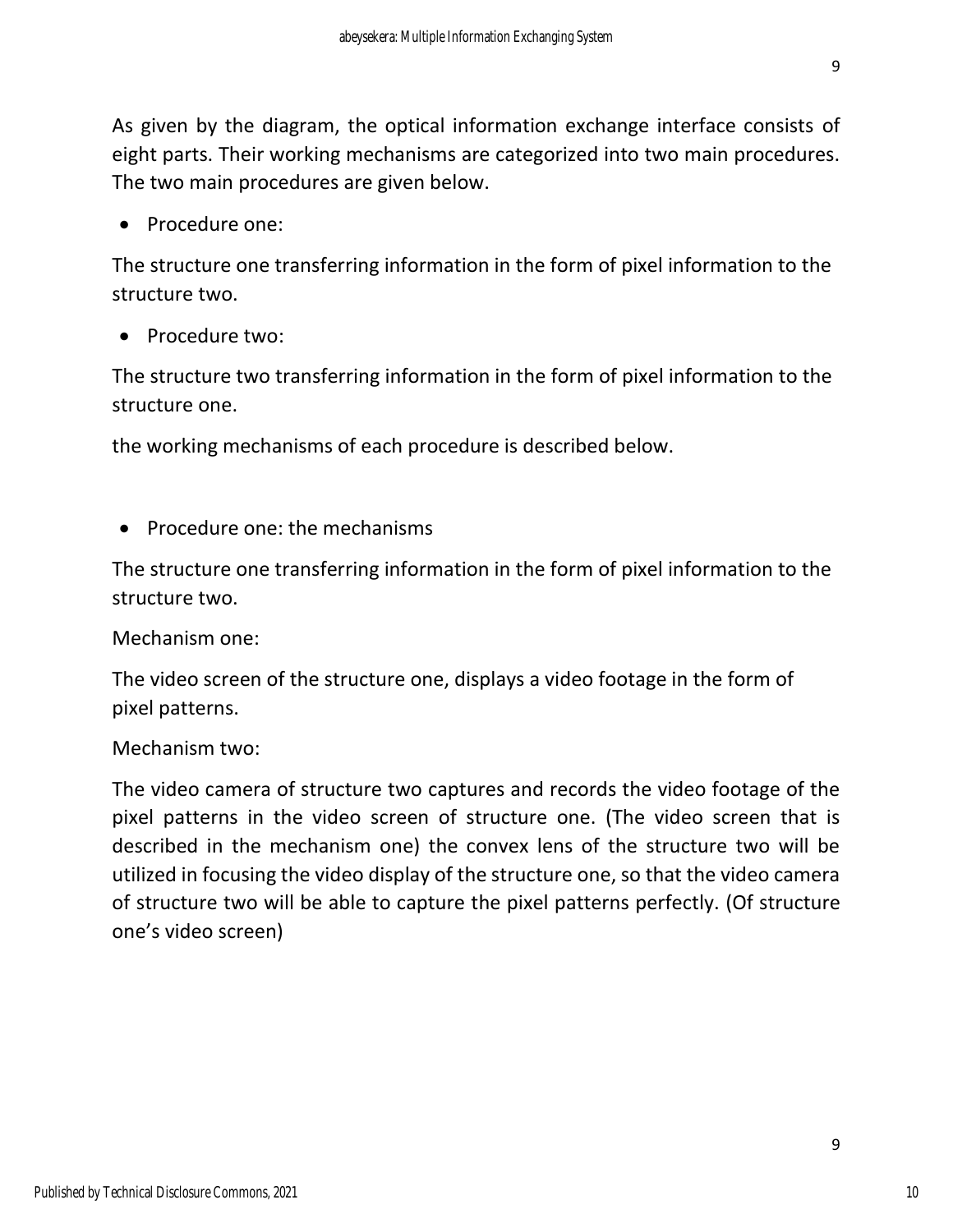As given by the diagram, the optical information exchange interface consists of eight parts. Their working mechanisms are categorized into two main procedures. The two main procedures are given below.

- Procedure one:

The structure one transferring information in the form of pixel information to the structure two.

- Procedure two:

The structure two transferring information in the form of pixel information to the structure one.

the working mechanisms of each procedure is described below.

- Procedure one: the mechanisms

The structure one transferring information in the form of pixel information to the structure two.

Mechanism one:

The video screen of the structure one, displays a video footage in the form of pixel patterns.

Mechanism two:

The video camera of structure two captures and records the video footage of the pixel patterns in the video screen of structure one. (The video screen that is described in the mechanism one) the convex lens of the structure two will be utilized in focusing the video display of the structure one, so that the video camera of structure two will be able to capture the pixel patterns perfectly. (Of structure one's video screen)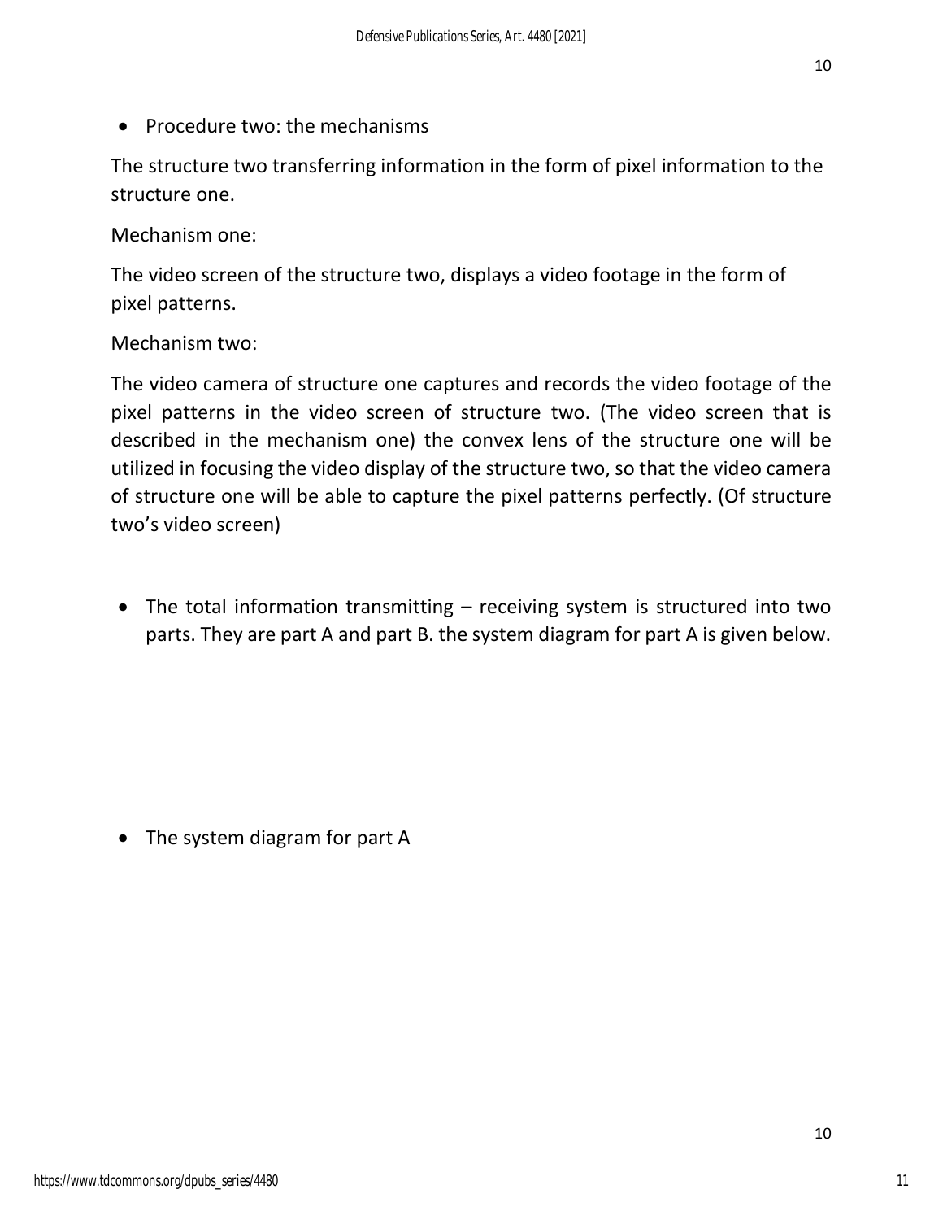- Procedure two: the mechanisms

The structure two transferring information in the form of pixel information to the structure one.

Mechanism one:

The video screen of the structure two, displays a video footage in the form of pixel patterns.

Mechanism two:

The video camera of structure one captures and records the video footage of the pixel patterns in the video screen of structure two. (The video screen that is described in the mechanism one) the convex lens of the structure one will be utilized in focusing the video display of the structure two, so that the video camera of structure one will be able to capture the pixel patterns perfectly. (Of structure two's video screen)

- The total information transmitting – receiving system is structured into two parts. They are part A and part B. the system diagram for part A is given below.

- The system diagram for part A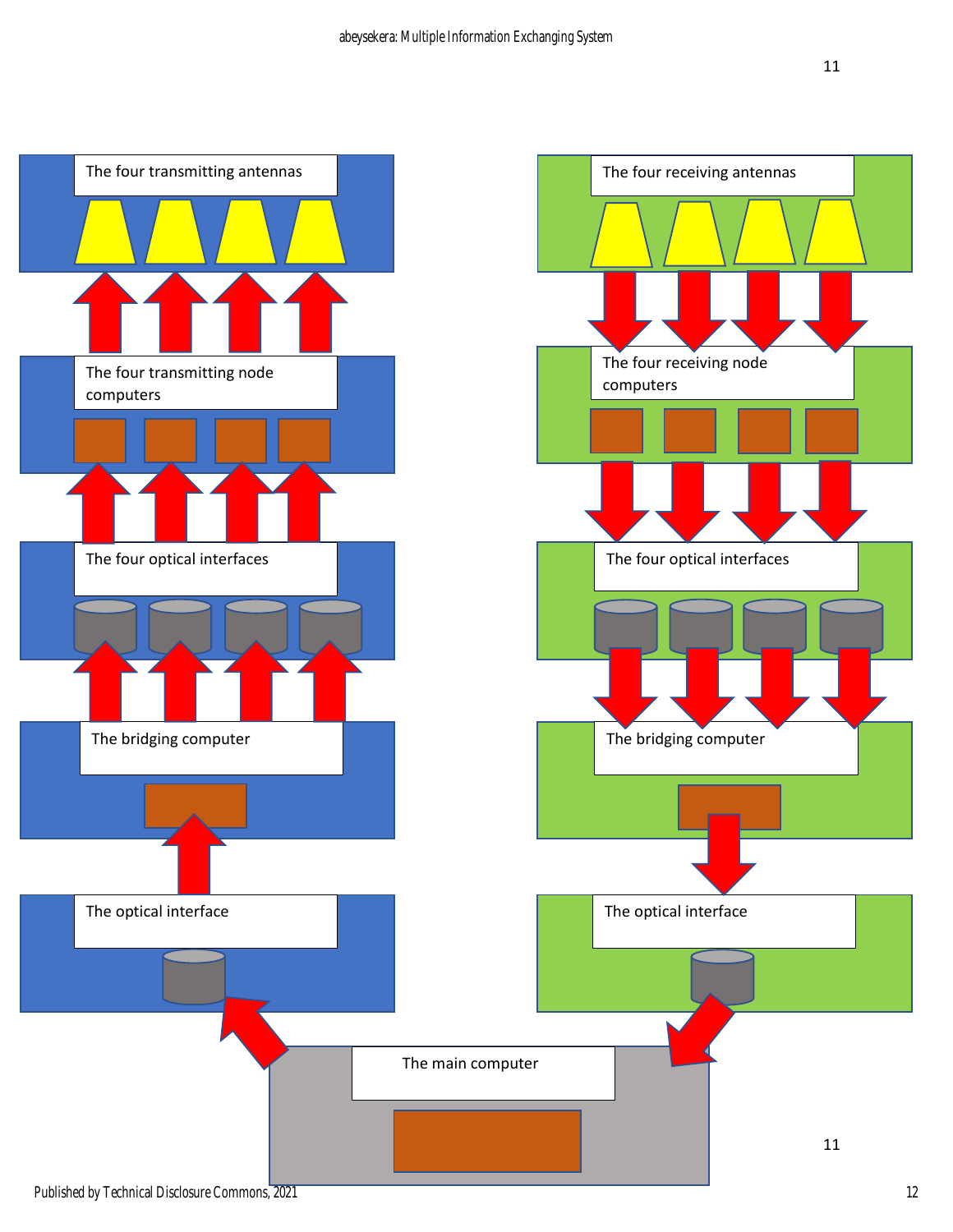The four transmitting antennas

The four transmitting node computers

The four optical interfaces

The bridging computer

The optical interface

The four receiving antennas

The four receiving node computers

The four optical interfaces

The bridging computer

The optical interface

The main computer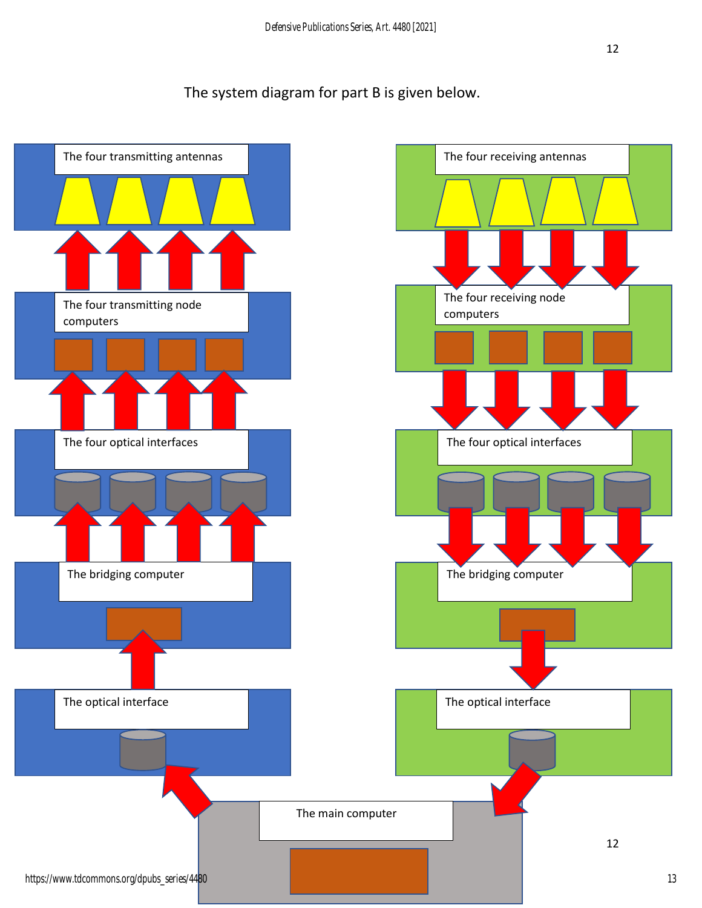The system diagram for part B is given below.

The four transmitting antennas

The four transmitting node computers

The four optical interfaces

The bridging computer

The optical interface

The four receiving antennas

The four receiving node computers

The four optical interfaces

The bridging computer

The optical interface

The main computer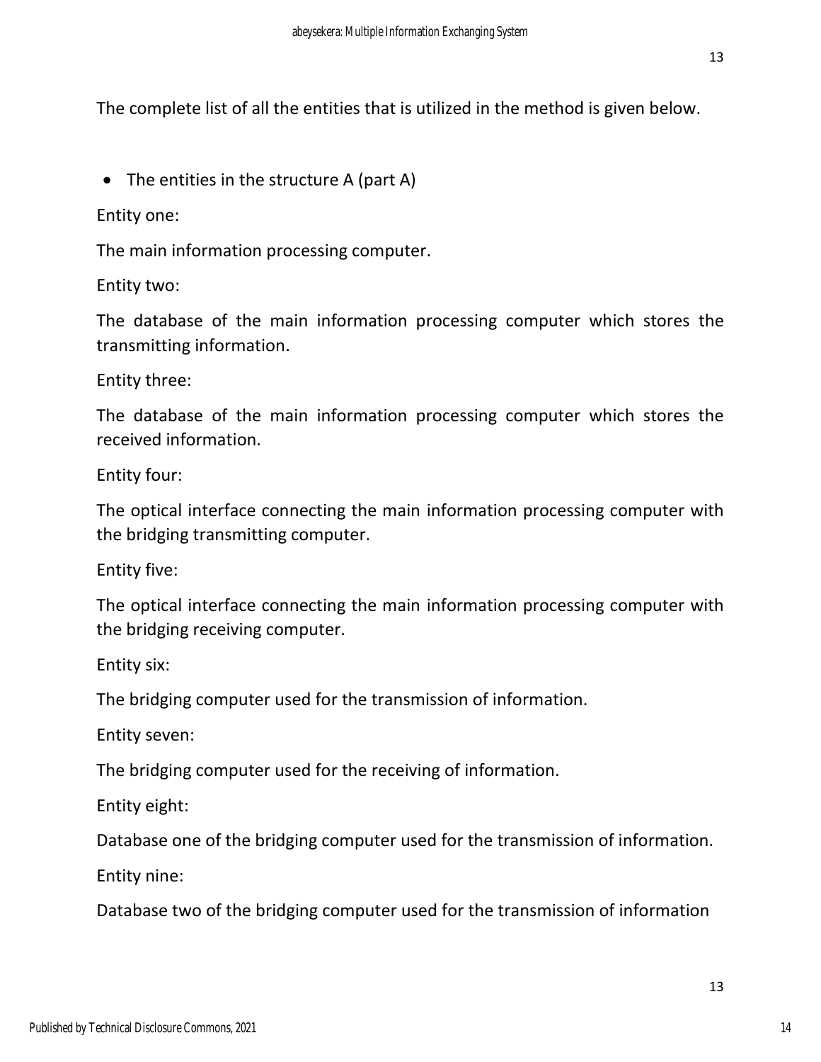The complete list of all the entities that is utilized in the method is given below.

- The entities in the structure A (part A)

Entity one:

The main information processing computer.

Entity two:

The database of the main information processing computer which stores the transmitting information.

Entity three:

The database of the main information processing computer which stores the received information.

Entity four:

The optical interface connecting the main information processing computer with the bridging transmitting computer.

Entity five:

The optical interface connecting the main information processing computer with the bridging receiving computer.

Entity six:

The bridging computer used for the transmission of information.

Entity seven:

The bridging computer used for the receiving of information.

Entity eight:

Database one of the bridging computer used for the transmission of information.

Entity nine:

Database two of the bridging computer used for the transmission of information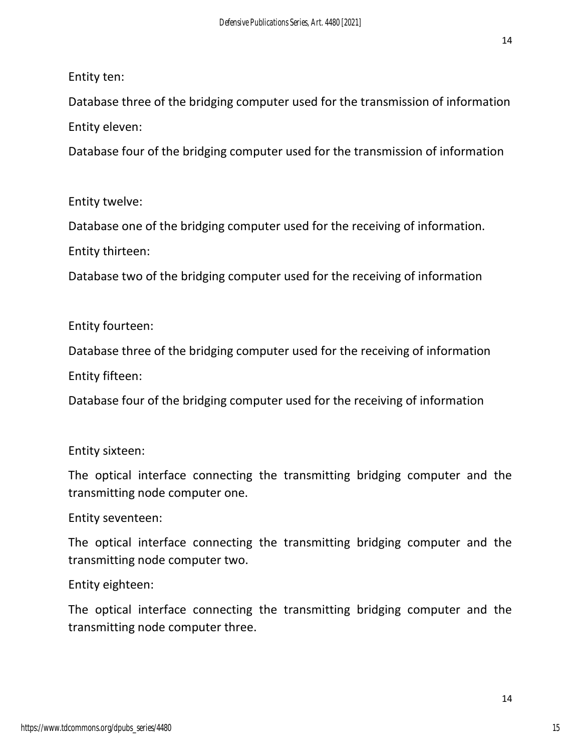Entity ten:

Database three of the bridging computer used for the transmission of information

Entity eleven:

Database four of the bridging computer used for the transmission of information

Entity twelve:

Database one of the bridging computer used for the receiving of information.

Entity thirteen:

Database two of the bridging computer used for the receiving of information

Entity fourteen:

Database three of the bridging computer used for the receiving of information

Entity fifteen:

Database four of the bridging computer used for the receiving of information

Entity sixteen:

The optical interface connecting the transmitting bridging computer and the transmitting node computer one.

Entity seventeen:

The optical interface connecting the transmitting bridging computer and the transmitting node computer two.

Entity eighteen:

The optical interface connecting the transmitting bridging computer and the transmitting node computer three.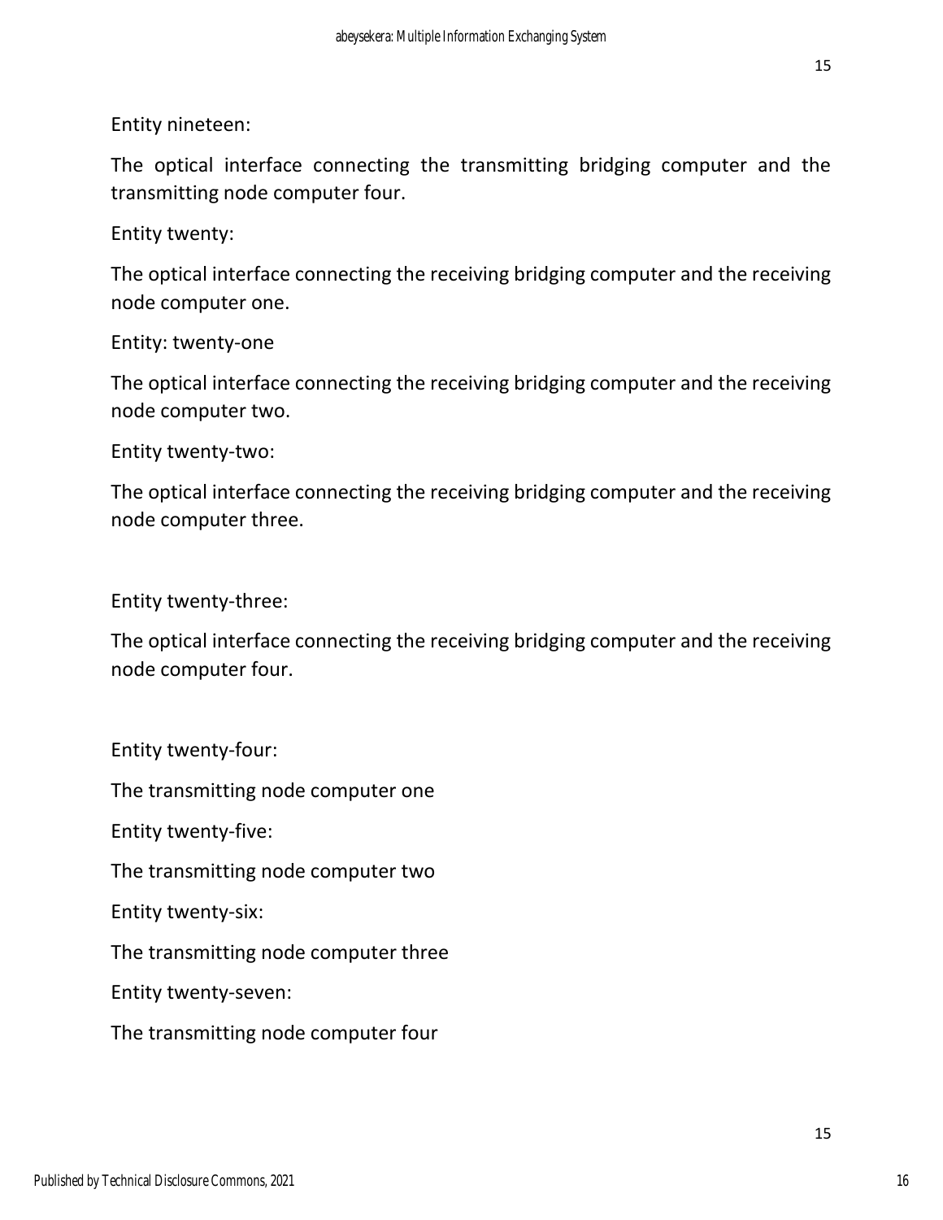Entity nineteen:

The optical interface connecting the transmitting bridging computer and the transmitting node computer four.

Entity twenty:

The optical interface connecting the receiving bridging computer and the receiving node computer one.

Entity: twenty-one

The optical interface connecting the receiving bridging computer and the receiving node computer two.

Entity twenty-two:

The optical interface connecting the receiving bridging computer and the receiving node computer three.

Entity twenty-three:

The optical interface connecting the receiving bridging computer and the receiving node computer four.

Entity twenty-four:

The transmitting node computer one

Entity twenty-five:

The transmitting node computer two

Entity twenty-six:

The transmitting node computer three

Entity twenty-seven:

The transmitting node computer four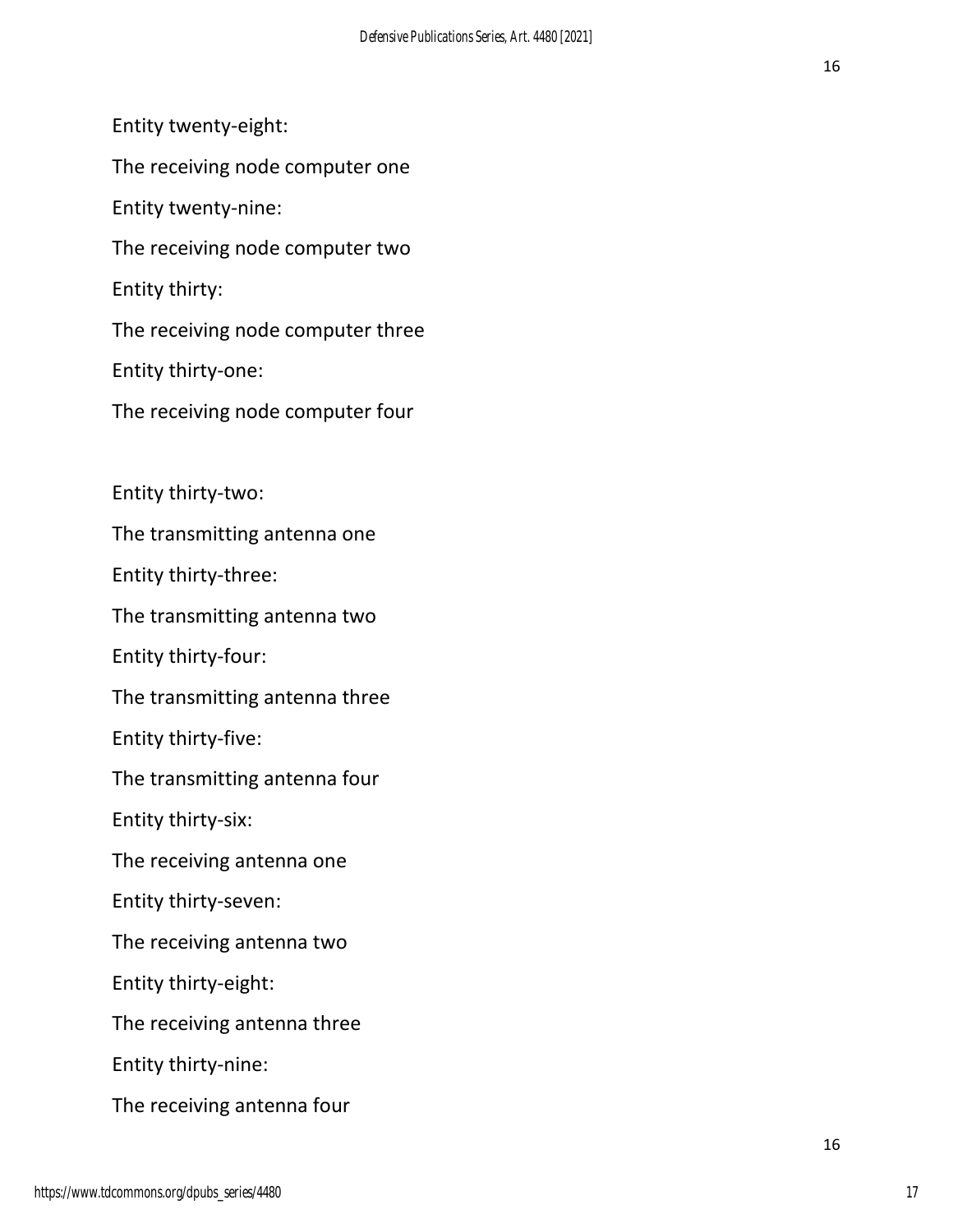Entity twenty-eight:

The receiving node computer one

Entity twenty-nine:

The receiving node computer two

Entity thirty:

The receiving node computer three

Entity thirty-one:

The receiving node computer four

Entity thirty-two:

The transmitting antenna one

Entity thirty-three:

The transmitting antenna two

Entity thirty-four:

The transmitting antenna three

Entity thirty-five:

The transmitting antenna four

Entity thirty-six:

The receiving antenna one

Entity thirty-seven:

The receiving antenna two

Entity thirty-eight:

The receiving antenna three

Entity thirty-nine:

The receiving antenna four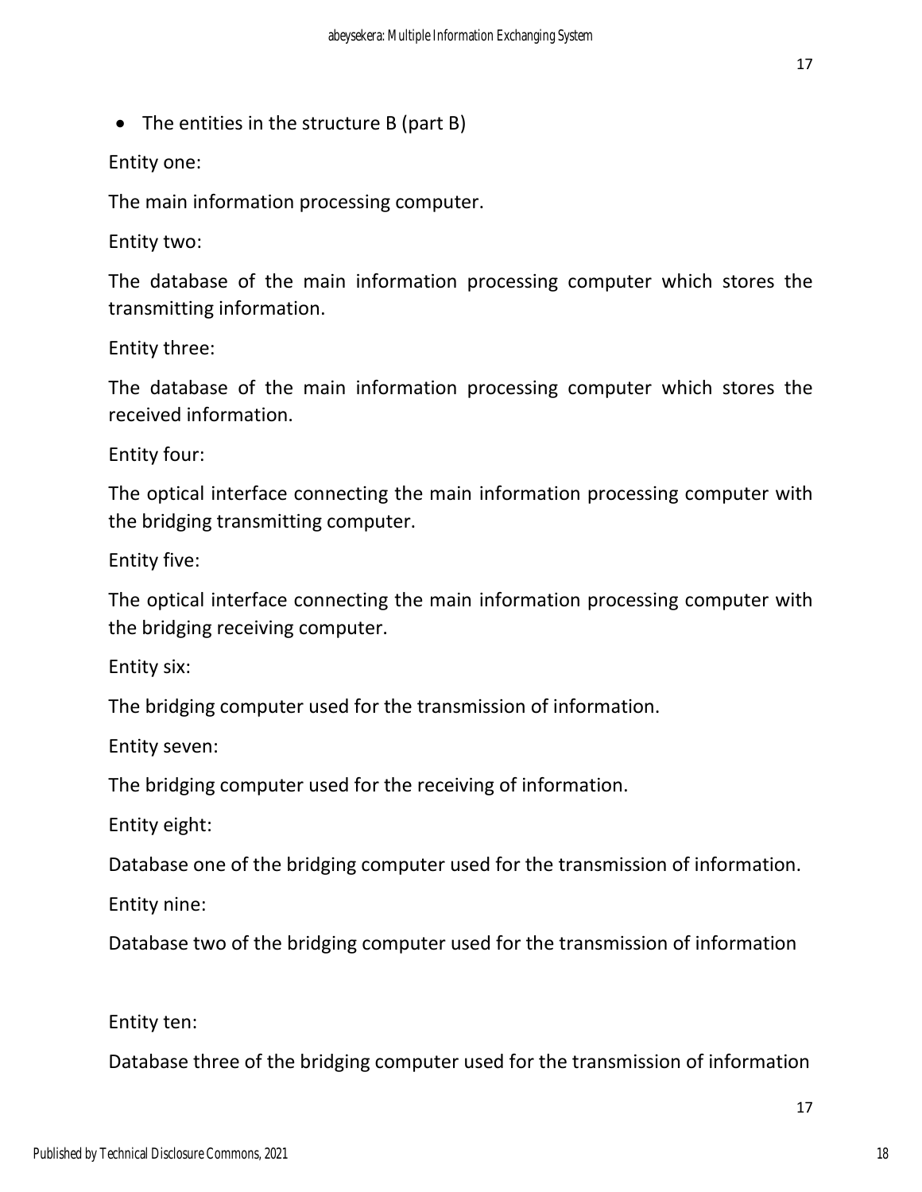- The entities in the structure B (part B)

Entity one:

The main information processing computer.

Entity two:

The database of the main information processing computer which stores the transmitting information.

Entity three:

The database of the main information processing computer which stores the received information.

Entity four:

The optical interface connecting the main information processing computer with the bridging transmitting computer.

Entity five:

The optical interface connecting the main information processing computer with the bridging receiving computer.

Entity six:

The bridging computer used for the transmission of information.

Entity seven:

The bridging computer used for the receiving of information.

Entity eight:

Database one of the bridging computer used for the transmission of information.

Entity nine:

Database two of the bridging computer used for the transmission of information

Entity ten:

Database three of the bridging computer used for the transmission of information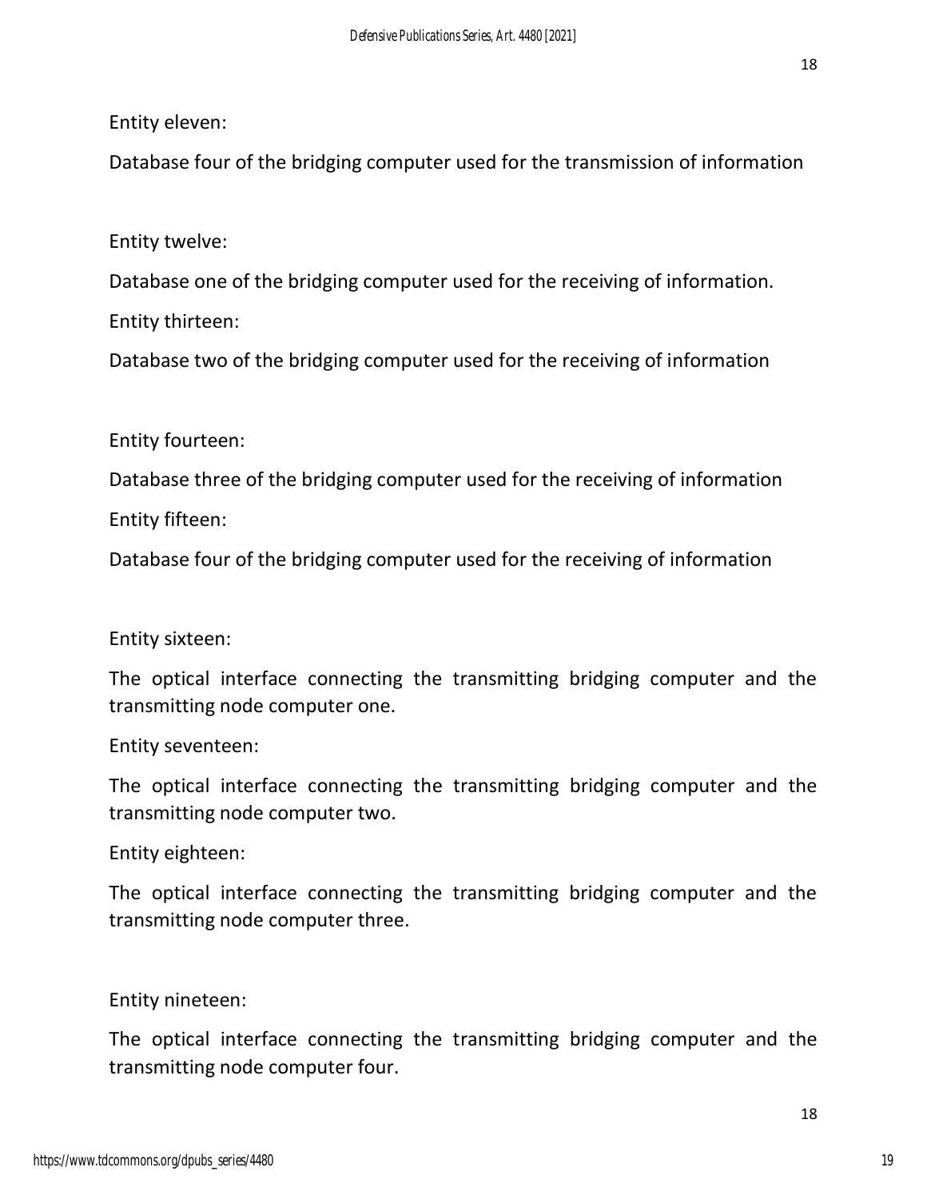Entity eleven:

Database four of the bridging computer used for the transmission of information

Entity twelve:

Database one of the bridging computer used for the receiving of information.

Entity thirteen:

Database two of the bridging computer used for the receiving of information

Entity fourteen:

Database three of the bridging computer used for the receiving of information

Entity fifteen:

Database four of the bridging computer used for the receiving of information

Entity sixteen:

The optical interface connecting the transmitting bridging computer and the transmitting node computer one.

Entity seventeen:

The optical interface connecting the transmitting bridging computer and the transmitting node computer two.

Entity eighteen:

The optical interface connecting the transmitting bridging computer and the transmitting node computer three.

Entity nineteen:

The optical interface connecting the transmitting bridging computer and the transmitting node computer four.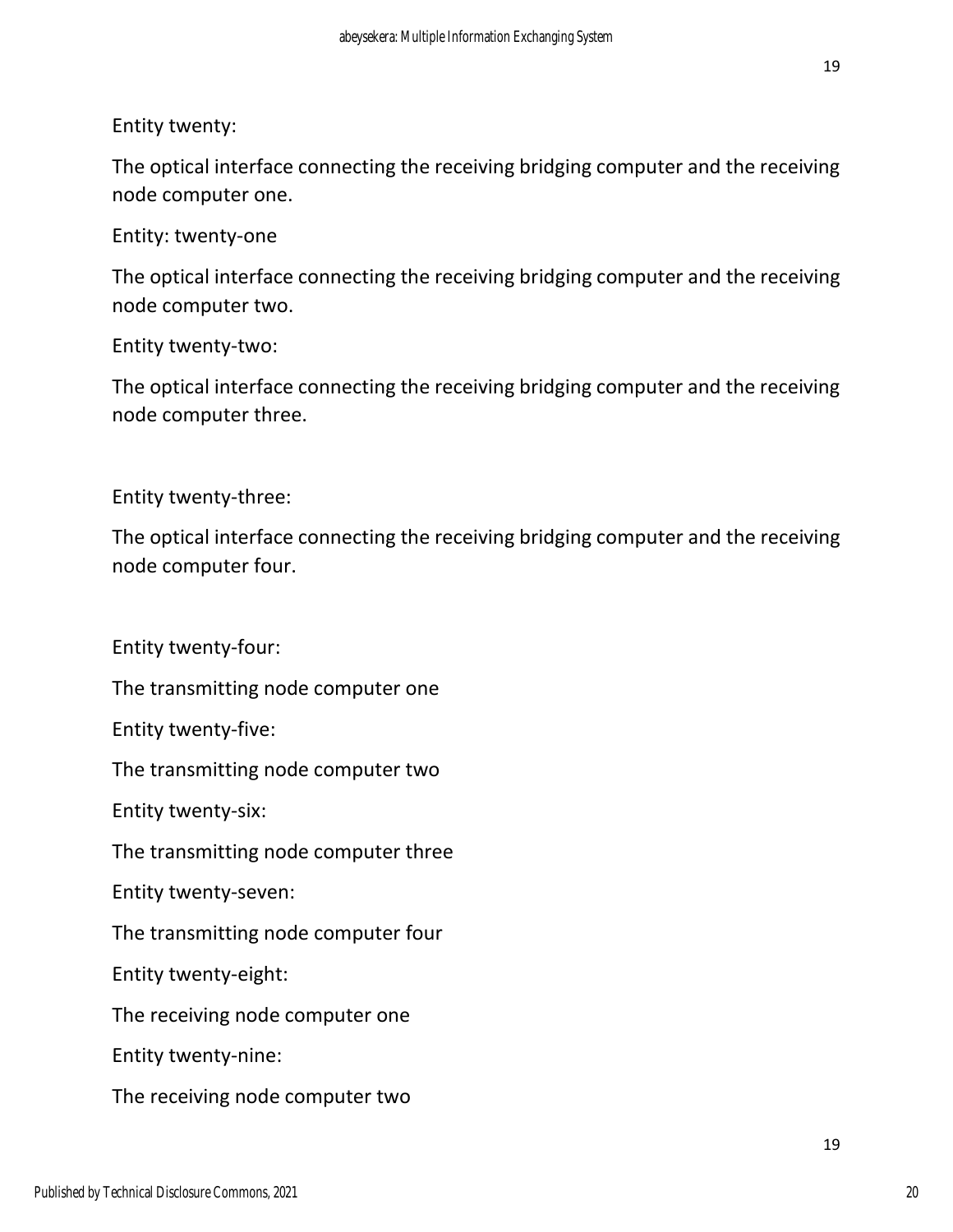Entity twenty:

The optical interface connecting the receiving bridging computer and the receiving node computer one.

Entity: twenty-one

The optical interface connecting the receiving bridging computer and the receiving node computer two.

Entity twenty-two:

The optical interface connecting the receiving bridging computer and the receiving node computer three.

Entity twenty-three:

The optical interface connecting the receiving bridging computer and the receiving node computer four.

Entity twenty-four:

The transmitting node computer one

Entity twenty-five:

The transmitting node computer two

Entity twenty-six:

The transmitting node computer three

Entity twenty-seven:

The transmitting node computer four

Entity twenty-eight:

The receiving node computer one

Entity twenty-nine:

The receiving node computer two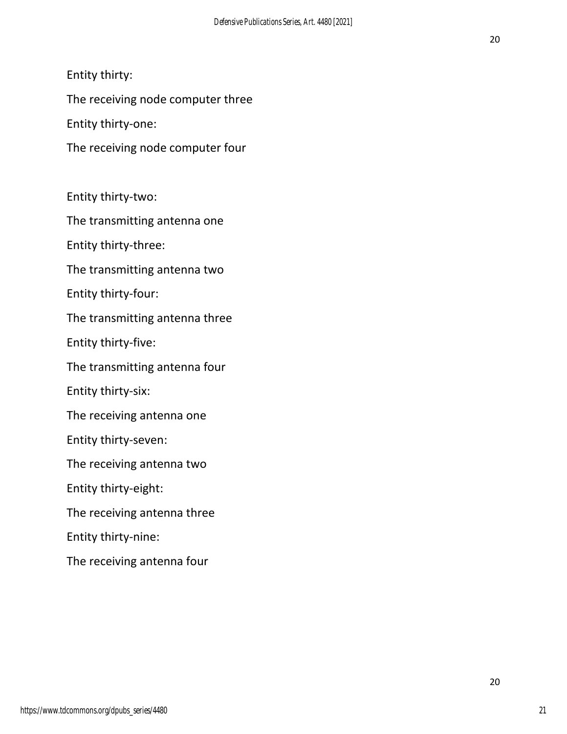Entity thirty:

The receiving node computer three

Entity thirty-one:

The receiving node computer four

Entity thirty-two:

The transmitting antenna one

Entity thirty-three:

The transmitting antenna two

Entity thirty-four:

The transmitting antenna three

Entity thirty-five:

The transmitting antenna four

Entity thirty-six:

The receiving antenna one

Entity thirty-seven:

The receiving antenna two

Entity thirty-eight:

The receiving antenna three

Entity thirty-nine:

The receiving antenna four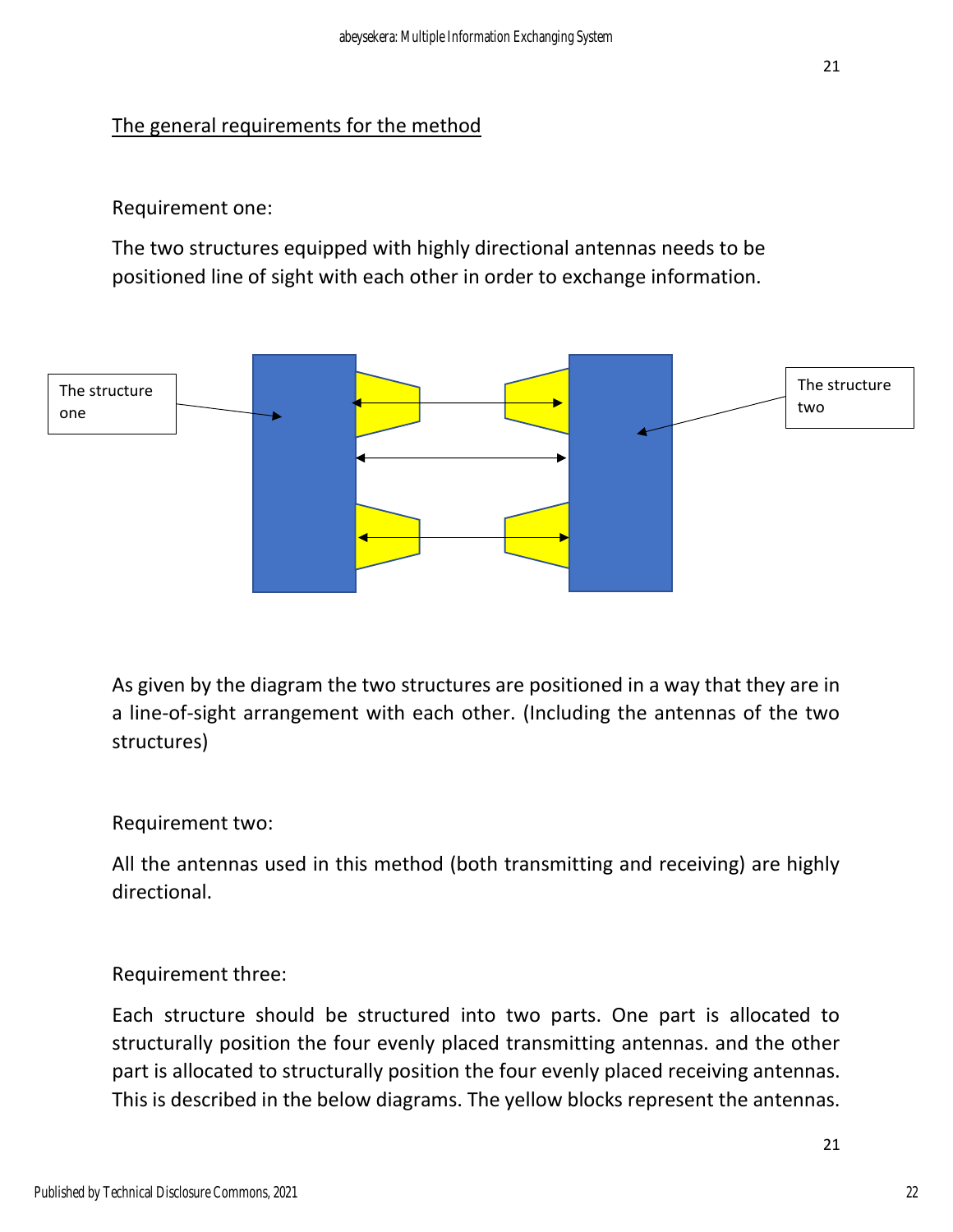The general requirements for the method

Requirement one:

The two structures equipped with highly directional antennas needs to be positioned line of sight with each other in order to exchange information.

The structure one

The structure two

As given by the diagram the two structures are positioned in a way that they are in a line-of-sight arrangement with each other. (Including the antennas of the two structures)

Requirement two:

All the antennas used in this method (both transmitting and receiving) are highly directional.

Requirement three:

Each structure should be structured into two parts. One part is allocated to structurally position the four evenly placed transmitting antennas. and the other part is allocated to structurally position the four evenly placed receiving antennas. This is described in the below diagrams. The yellow blocks represent the antennas.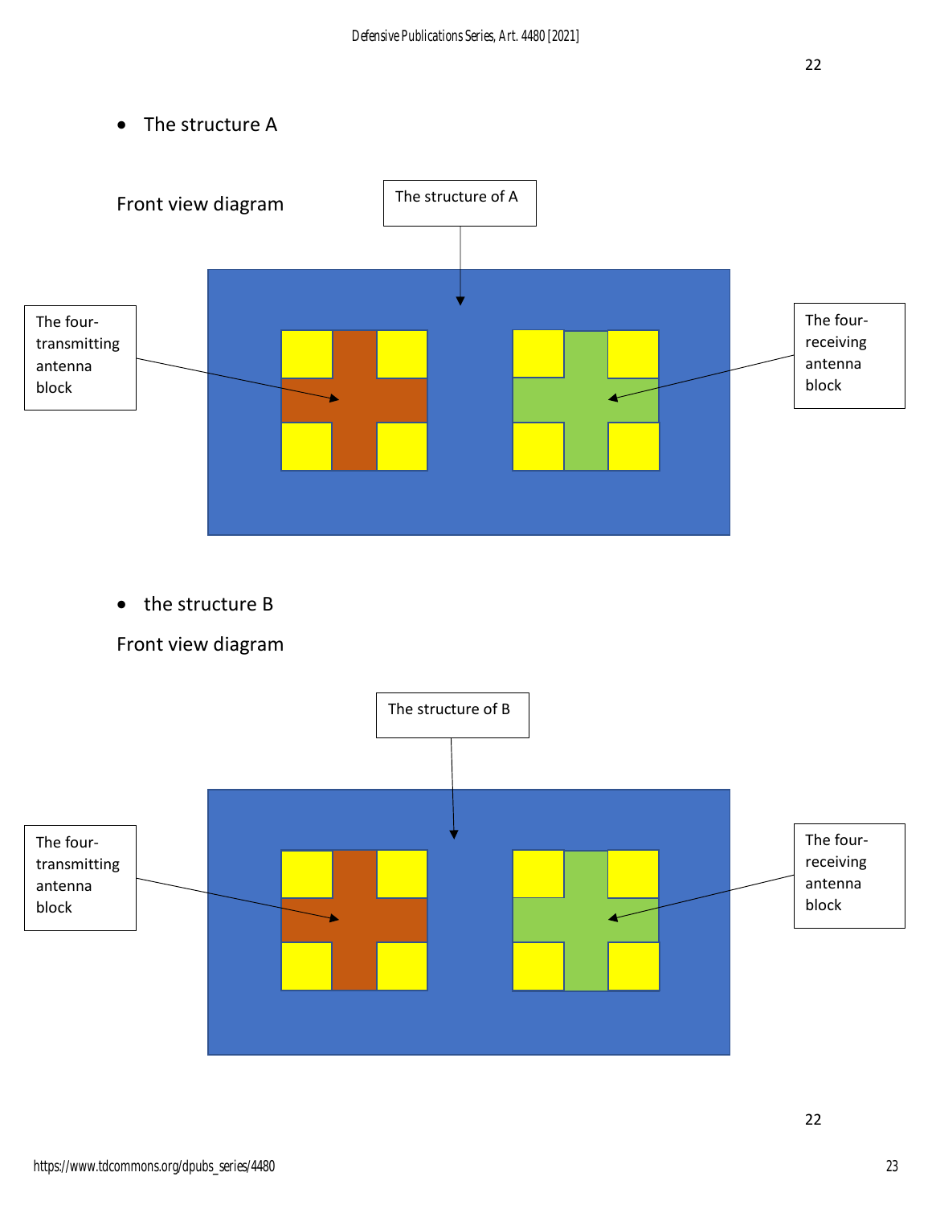- The structure A

Front view diagram

The structure of A

The four-transmitting antenna block

The four-receiving antenna block

- the structure B

Front view diagram

The structure of B

The four-transmitting antenna block

The four-receiving antenna block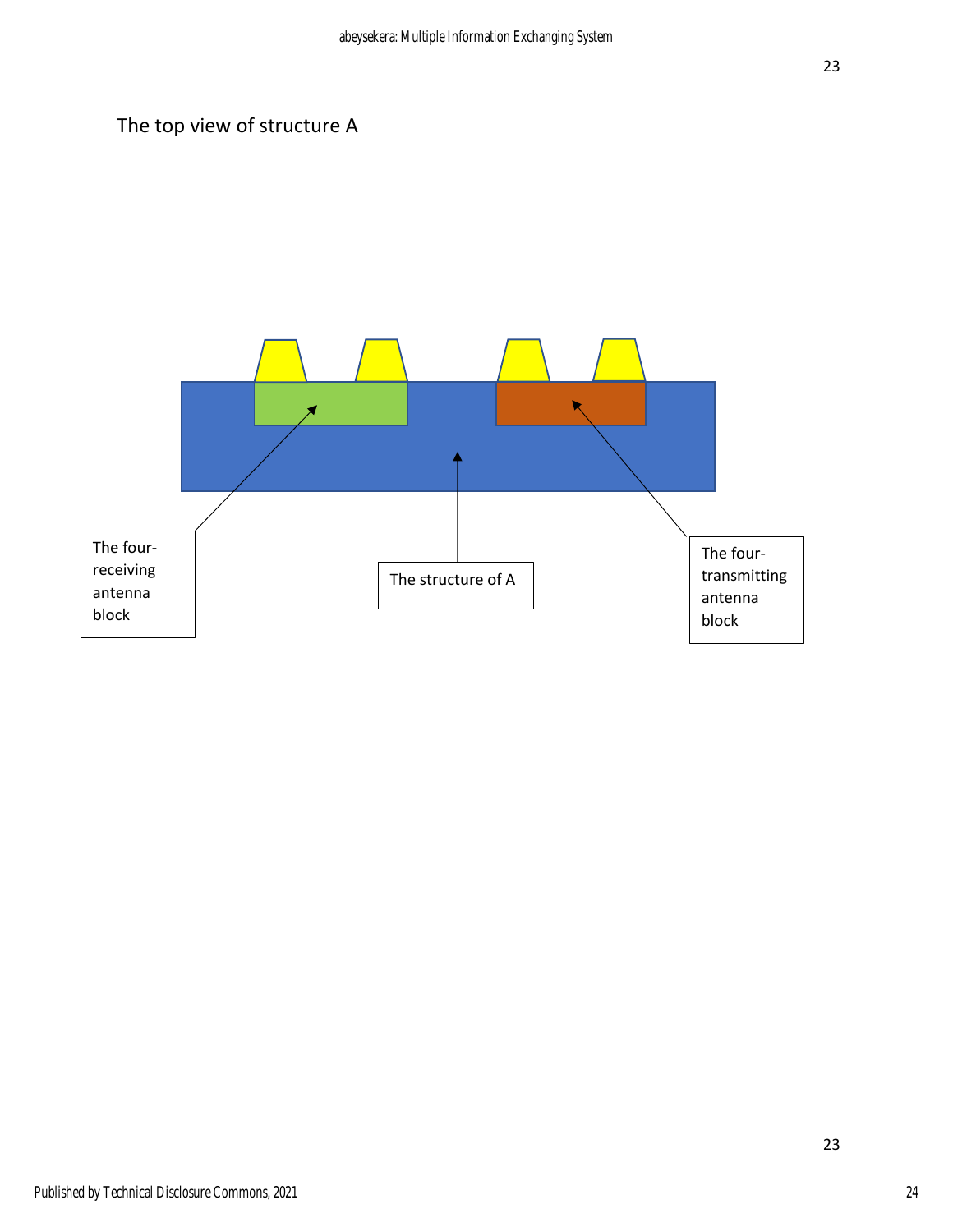The top view of structure A

The four-receiving antenna block

The structure of A

The four-transmitting antenna block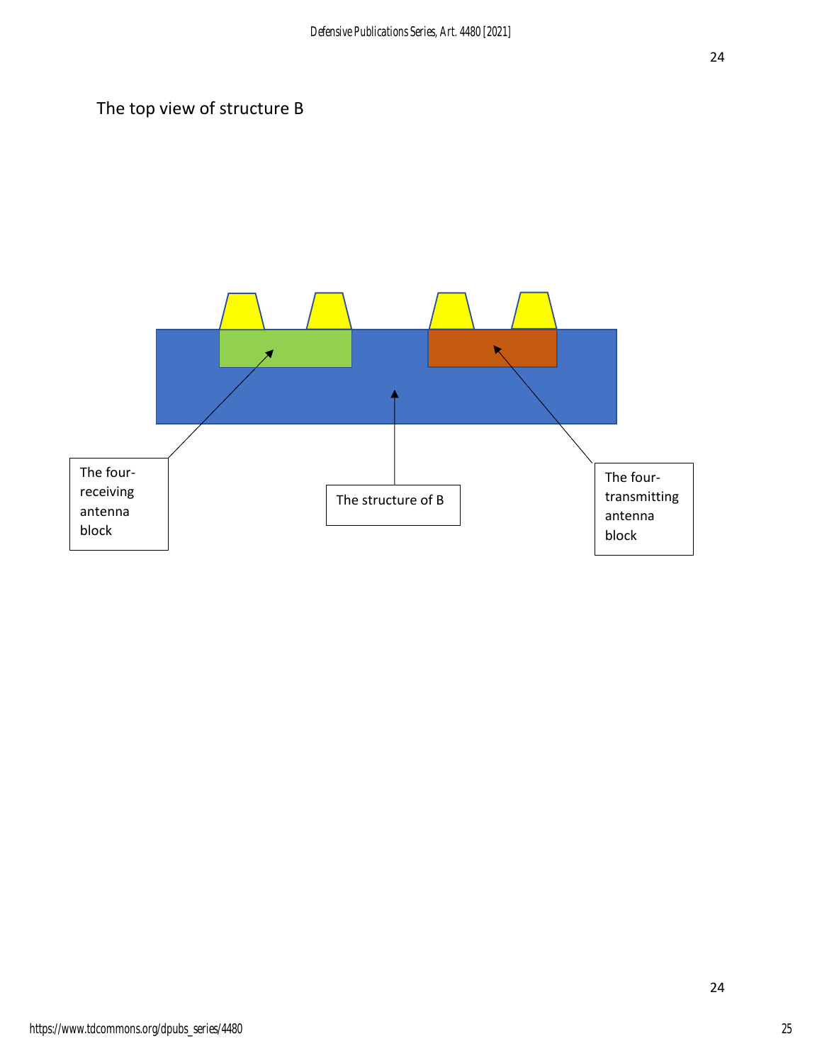The top view of structure B

The four-receiving antenna block

The structure of B

The four-transmitting antenna block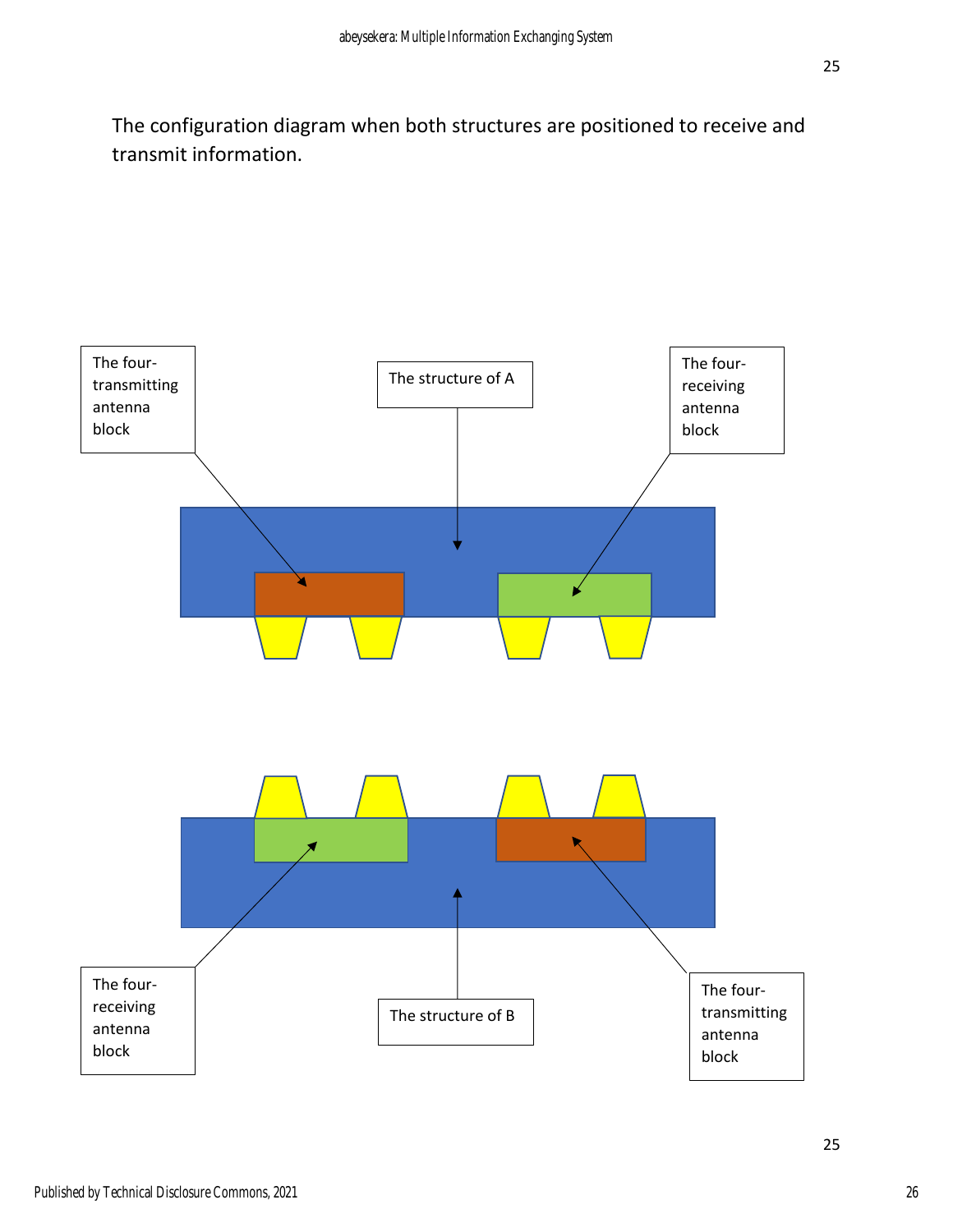The configuration diagram when both structures are positioned to receive and transmit information.

The four-transmitting antenna block

The structure of A

The four-receiving antenna block

The four-receiving antenna block

The structure of B

The four-transmitting antenna block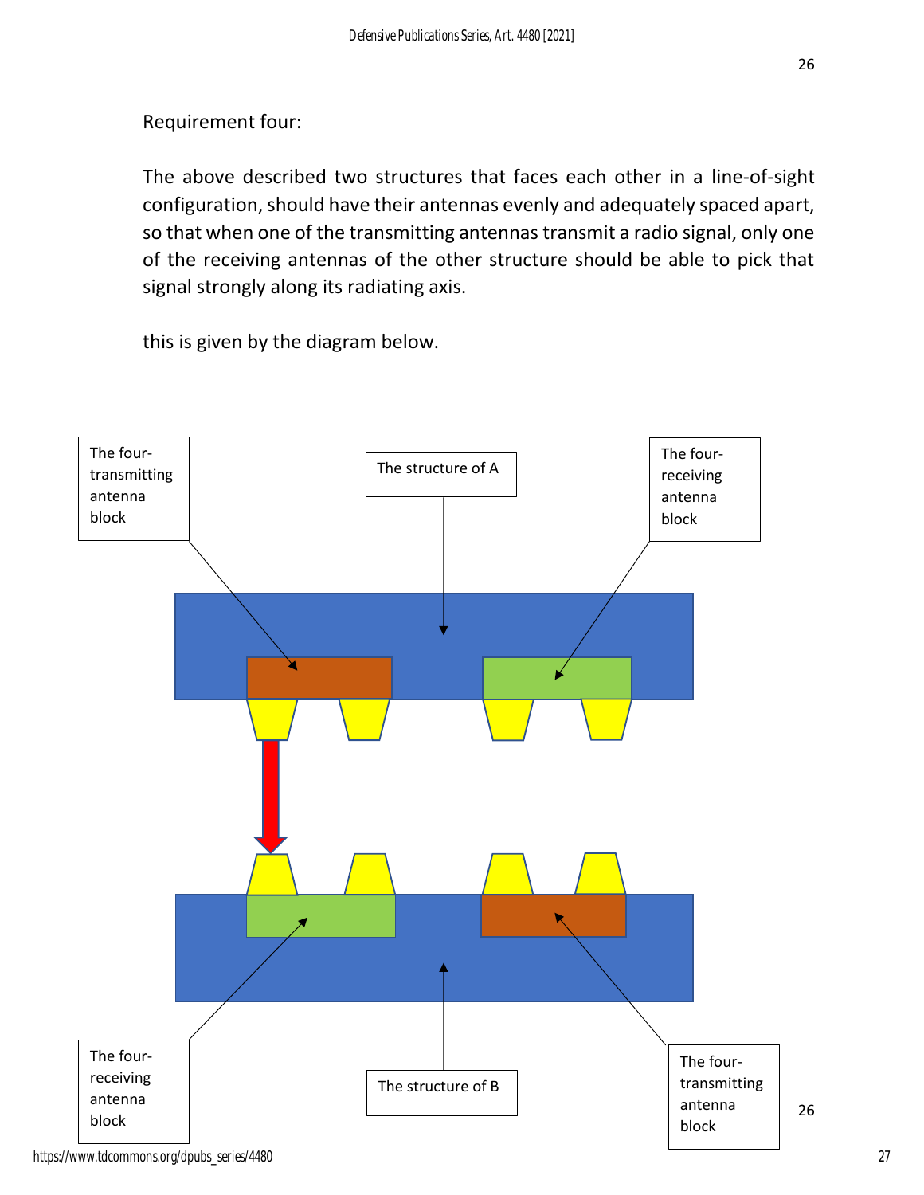Requirement four:

The above described two structures that faces each other in a line-of-sight configuration, should have their antennas evenly and adequately spaced apart, so that when one of the transmitting antennas transmit a radio signal, only one of the receiving antennas of the other structure should be able to pick that signal strongly along its radiating axis.

this is given by the diagram below.

The four-transmitting antenna block

The structure of A

The four-receiving antenna block

The four-receiving antenna block

The structure of B

The four-transmitting antenna block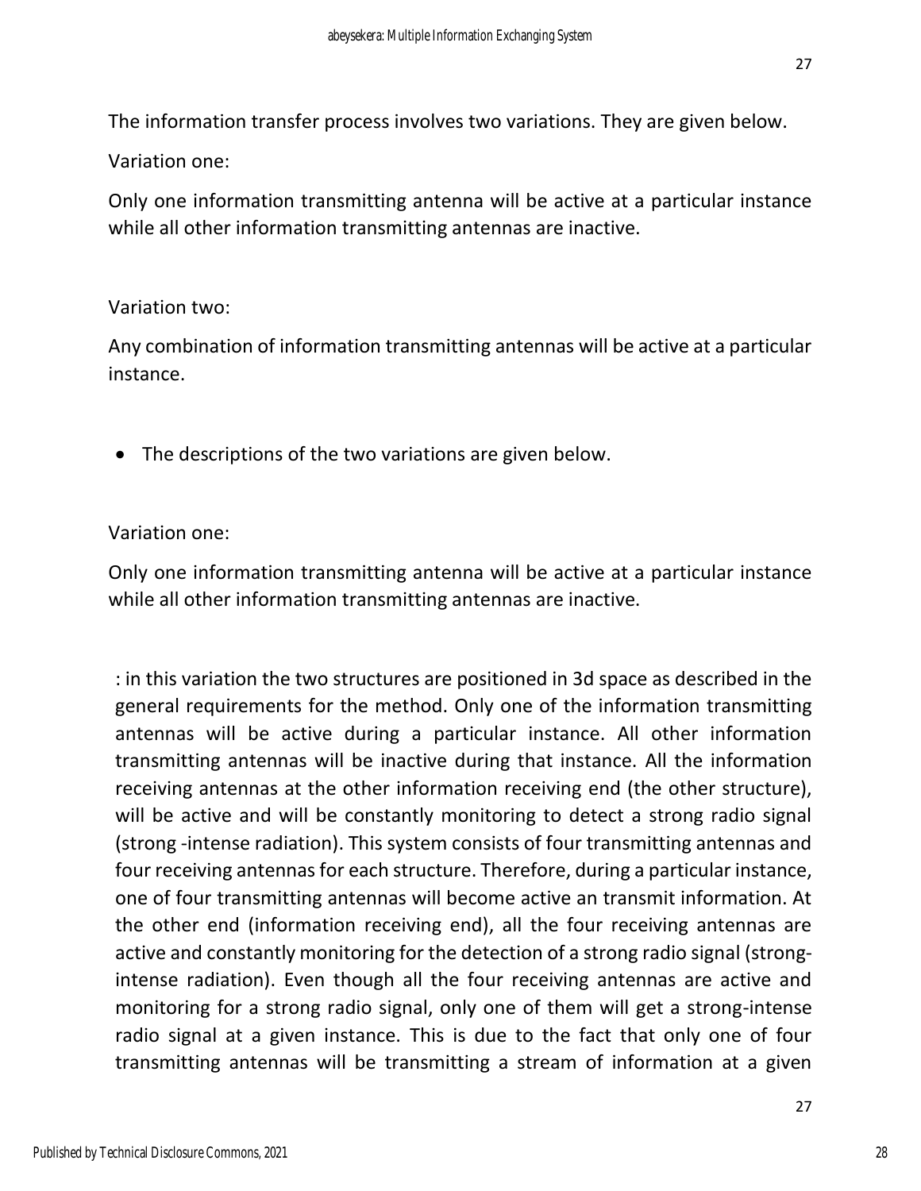The information transfer process involves two variations. They are given below.

Variation one:

Only one information transmitting antenna will be active at a particular instance while all other information transmitting antennas are inactive.

Variation two:

Any combination of information transmitting antennas will be active at a particular instance.

- The descriptions of the two variations are given below.

Variation one:

Only one information transmitting antenna will be active at a particular instance while all other information transmitting antennas are inactive.

: in this variation the two structures are positioned in 3d space as described in the general requirements for the method. Only one of the information transmitting antennas will be active during a particular instance. All other information transmitting antennas will be inactive during that instance. All the information receiving antennas at the other information receiving end (the other structure), will be active and will be constantly monitoring to detect a strong radio signal (strong -intense radiation). This system consists of four transmitting antennas and four receiving antennas for each structure. Therefore, during a particular instance, one of four transmitting antennas will become active an transmit information. At the other end (information receiving end), all the four receiving antennas are active and constantly monitoring for the detection of a strong radio signal (strong-intense radiation). Even though all the four receiving antennas are active and monitoring for a strong radio signal, only one of them will get a strong-intense radio signal at a given instance. This is due to the fact that only one of four transmitting antennas will be transmitting a stream of information at a given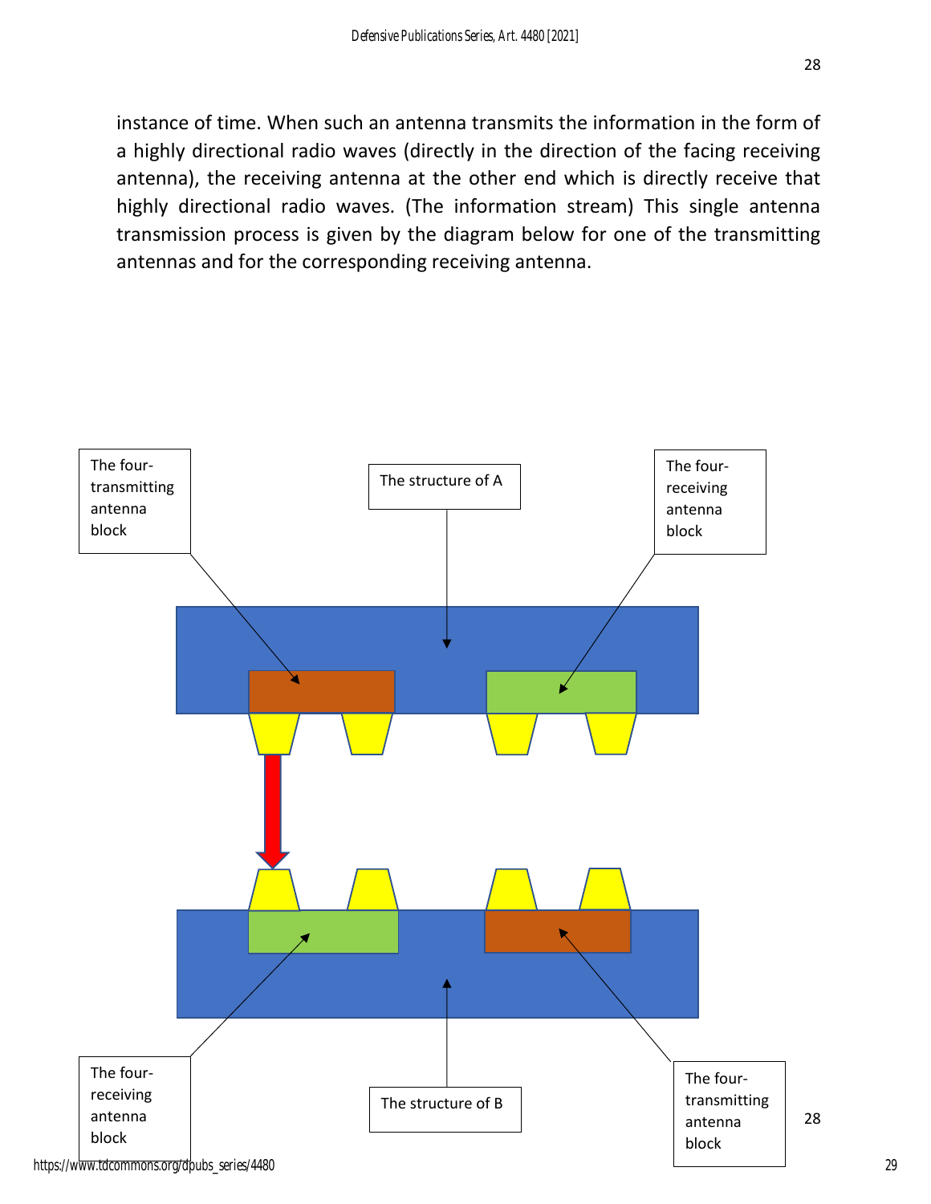instance of time. When such an antenna transmits the information in the form of a highly directional radio waves (directly in the direction of the facing receiving antenna), the receiving antenna at the other end which is directly receive that highly directional radio waves. (The information stream) This single antenna transmission process is given by the diagram below for one of the transmitting antennas and for the corresponding receiving antenna.

The four-transmitting antenna block

The structure of A

The four-receiving antenna block

The four-receiving antenna block

The structure of B

The four-transmitting antenna block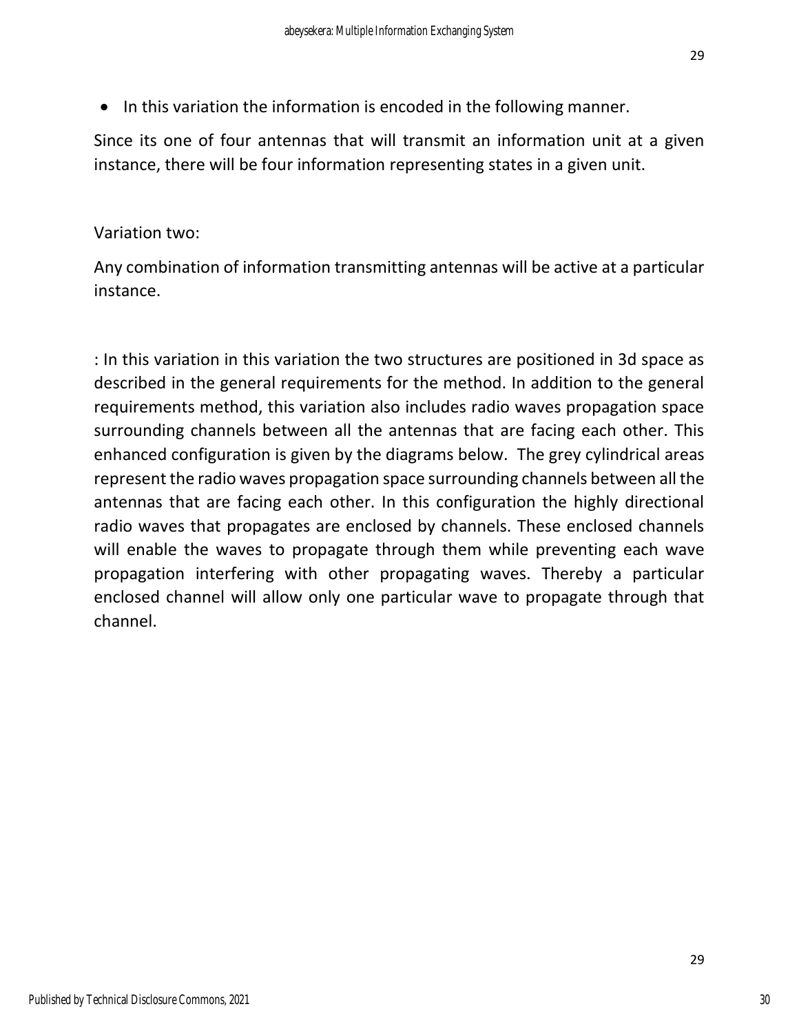- In this variation the information is encoded in the following manner.

Since its one of four antennas that will transmit an information unit at a given instance, there will be four information representing states in a given unit.

Variation two:

Any combination of information transmitting antennas will be active at a particular instance.

: In this variation in this variation the two structures are positioned in 3d space as described in the general requirements for the method. In addition to the general requirements method, this variation also includes radio waves propagation space surrounding channels between all the antennas that are facing each other. This enhanced configuration is given by the diagrams below. The grey cylindrical areas represent the radio waves propagation space surrounding channels between all the antennas that are facing each other. In this configuration the highly directional radio waves that propagates are enclosed by channels. These enclosed channels will enable the waves to propagate through them while preventing each wave propagation interfering with other propagating waves. Thereby a particular enclosed channel will allow only one particular wave to propagate through that channel.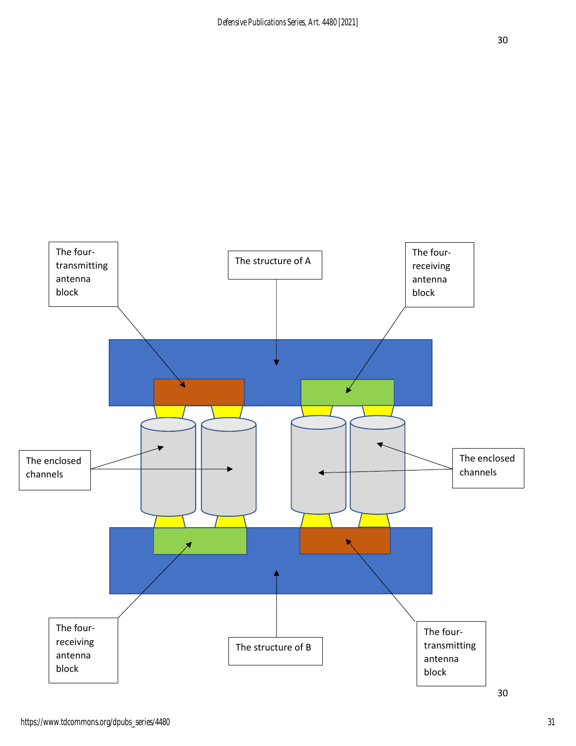30

The four-transmitting antenna block

The structure of A

The four-receiving antenna block

The enclosed channels

The enclosed channels

The four-receiving antenna block

The structure of B

The four-transmitting antenna block

30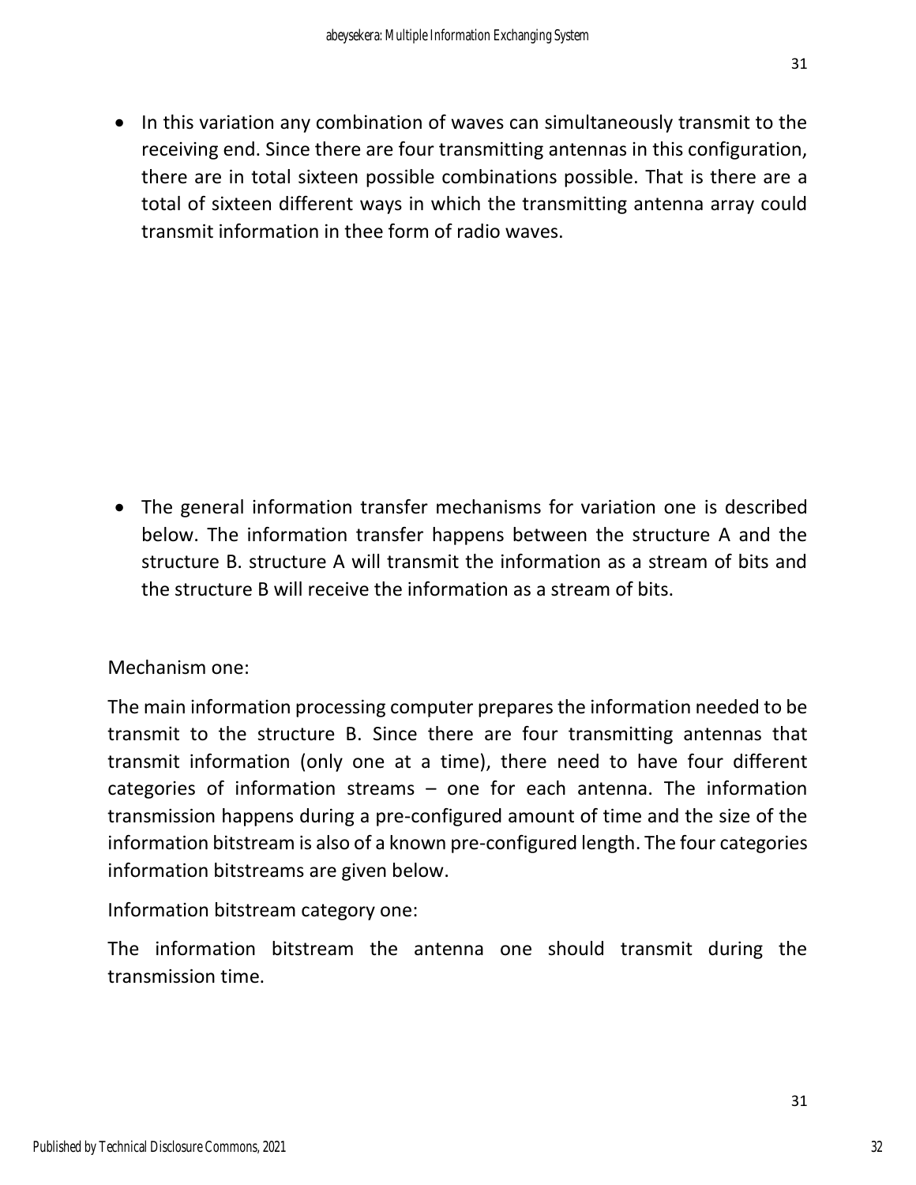- In this variation any combination of waves can simultaneously transmit to the receiving end. Since there are four transmitting antennas in this configuration, there are in total sixteen possible combinations possible. That is there are a total of sixteen different ways in which the transmitting antenna array could transmit information in thee form of radio waves.

- The general information transfer mechanisms for variation one is described below. The information transfer happens between the structure A and the structure B. structure A will transmit the information as a stream of bits and the structure B will receive the information as a stream of bits.

Mechanism one:

The main information processing computer prepares the information needed to be transmit to the structure B. Since there are four transmitting antennas that transmit information (only one at a time), there need to have four different categories of information streams – one for each antenna. The information transmission happens during a pre-configured amount of time and the size of the information bitstream is also of a known pre-configured length. The four categories information bitstreams are given below.

Information bitstream category one:

The information bitstream the antenna one should transmit during the transmission time.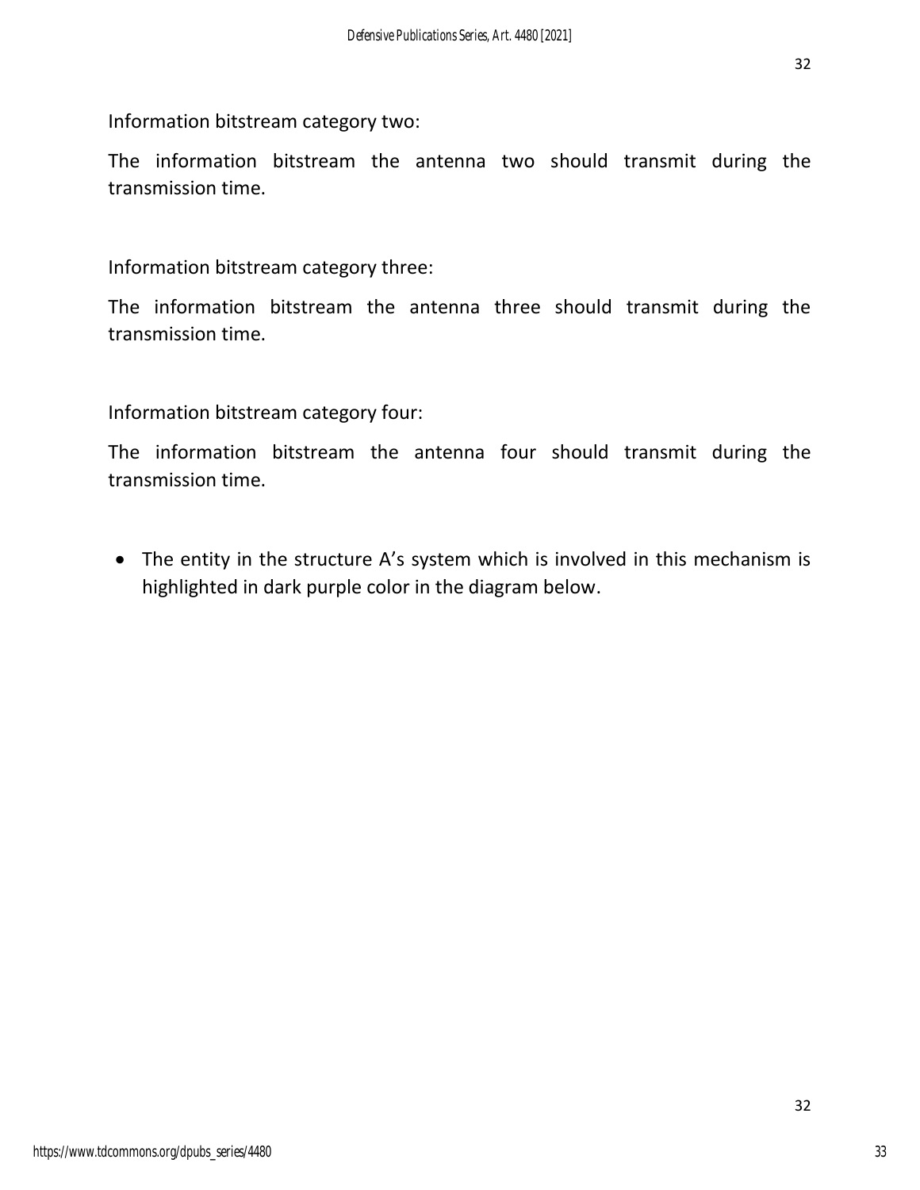Information bitstream category two:

The information bitstream the antenna two should transmit during the transmission time.

Information bitstream category three:

The information bitstream the antenna three should transmit during the transmission time.

Information bitstream category four:

The information bitstream the antenna four should transmit during the transmission time.

- The entity in the structure A's system which is involved in this mechanism is highlighted in dark purple color in the diagram below.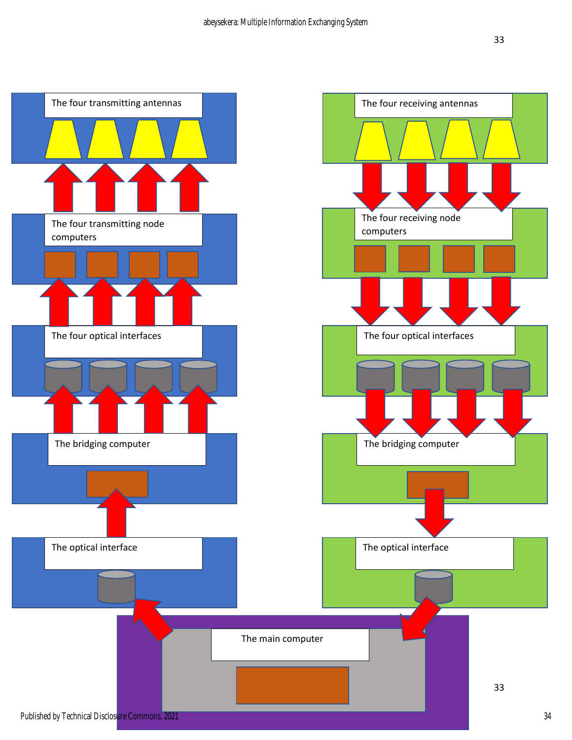The four transmitting antennas

The four transmitting node computers

The four optical interfaces

The bridging computer

The optical interface

The four receiving antennas

The four receiving node computers

The four optical interfaces

The bridging computer

The optical interface

The main computer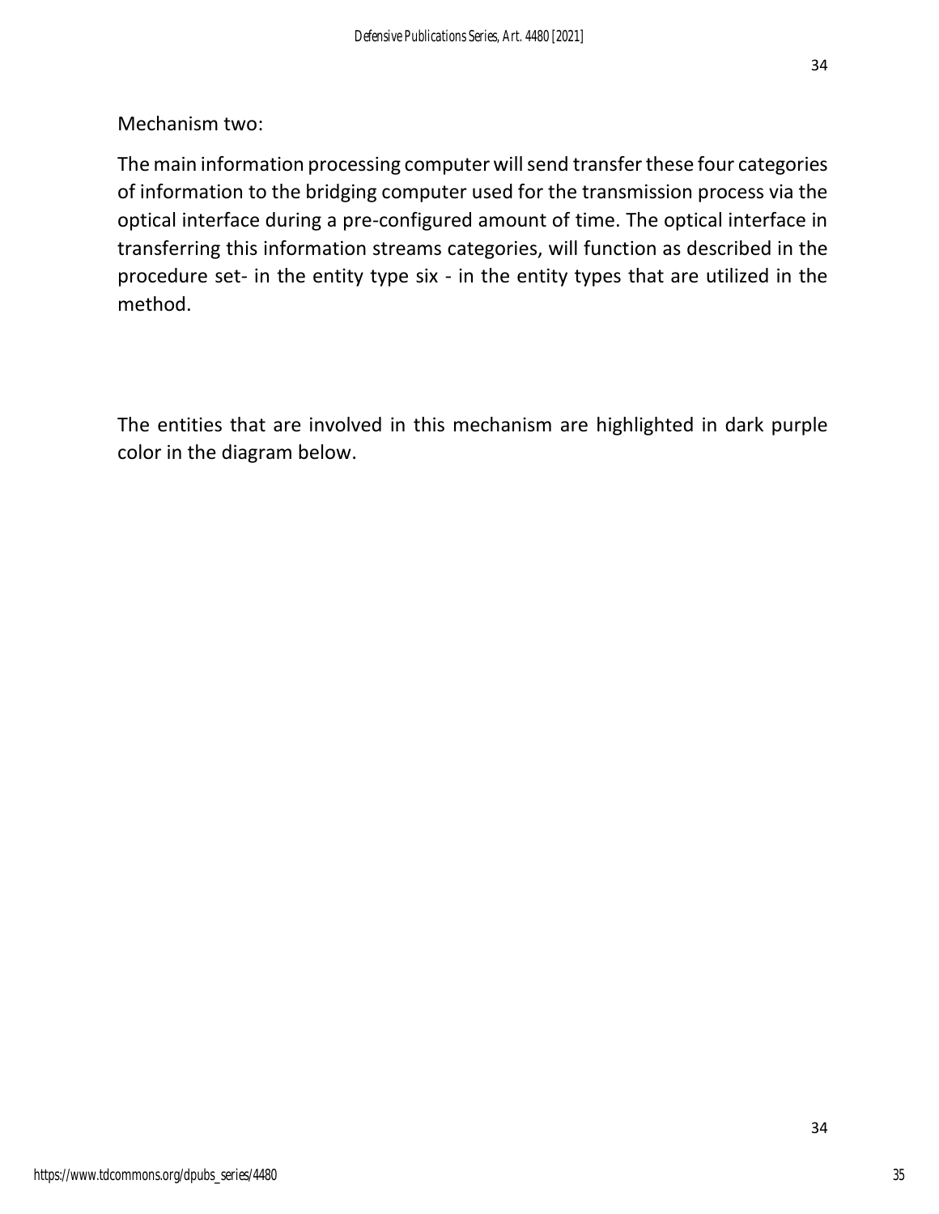Mechanism two:

The main information processing computer will send transfer these four categories of information to the bridging computer used for the transmission process via the optical interface during a pre-configured amount of time. The optical interface in transferring this information streams categories, will function as described in the procedure set- in the entity type six - in the entity types that are utilized in the method.

The entities that are involved in this mechanism are highlighted in dark purple color in the diagram below.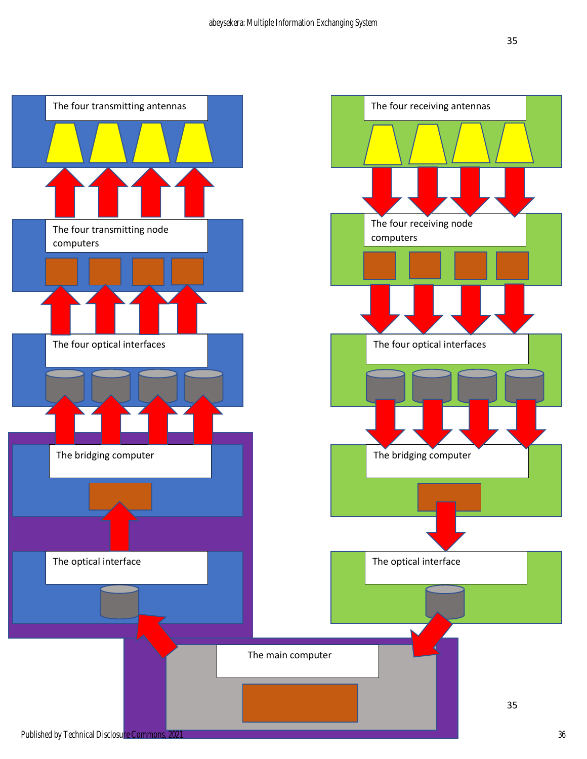The four transmitting antennas

The four transmitting node computers

The four optical interfaces

The bridging computer

The optical interface

The four receiving antennas

The four receiving node computers

The four optical interfaces

The bridging computer

The optical interface

The main computer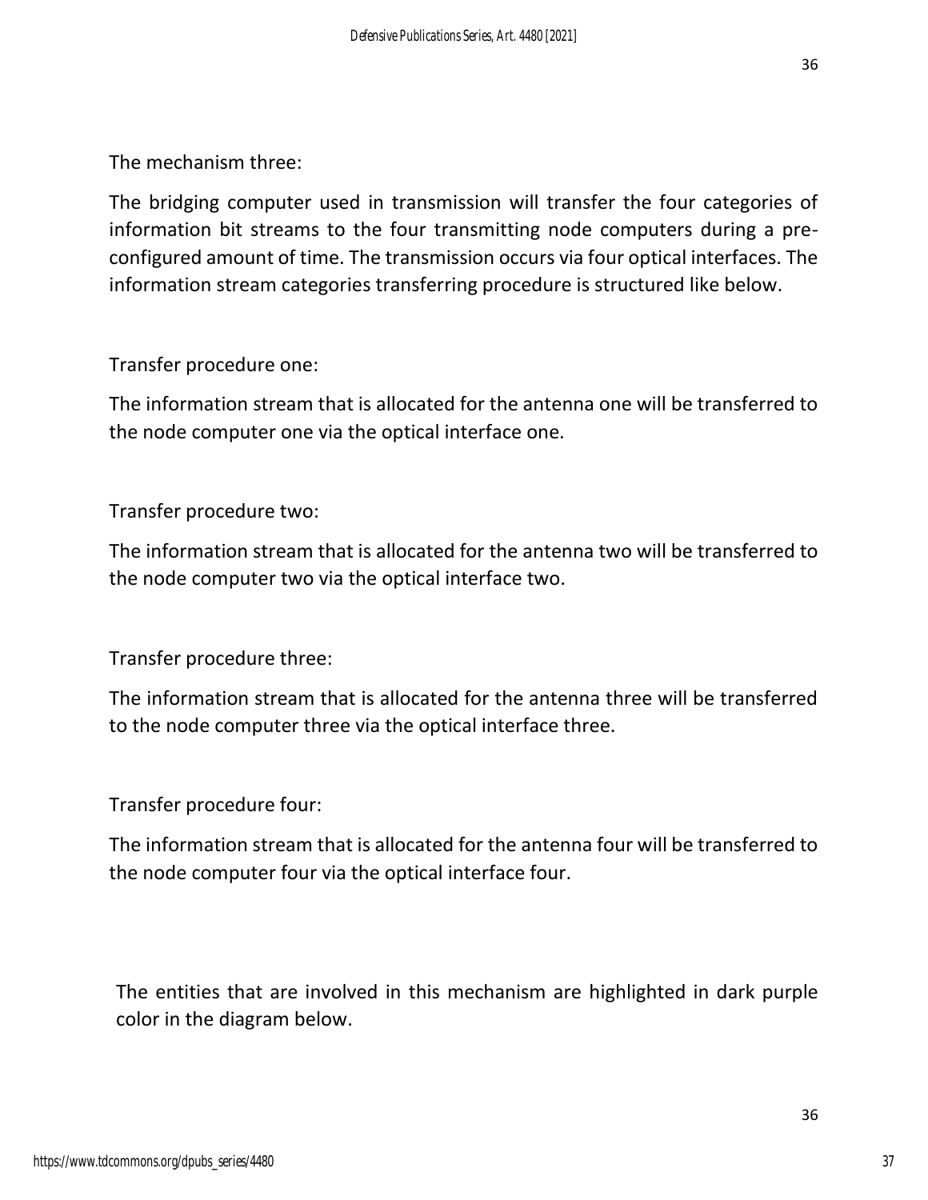The mechanism three:

The bridging computer used in transmission will transfer the four categories of information bit streams to the four transmitting node computers during a pre-configured amount of time. The transmission occurs via four optical interfaces. The information stream categories transferring procedure is structured like below.

Transfer procedure one:

The information stream that is allocated for the antenna one will be transferred to the node computer one via the optical interface one.

Transfer procedure two:

The information stream that is allocated for the antenna two will be transferred to the node computer two via the optical interface two.

Transfer procedure three:

The information stream that is allocated for the antenna three will be transferred to the node computer three via the optical interface three.

Transfer procedure four:

The information stream that is allocated for the antenna four will be transferred to the node computer four via the optical interface four.

The entities that are involved in this mechanism are highlighted in dark purple color in the diagram below.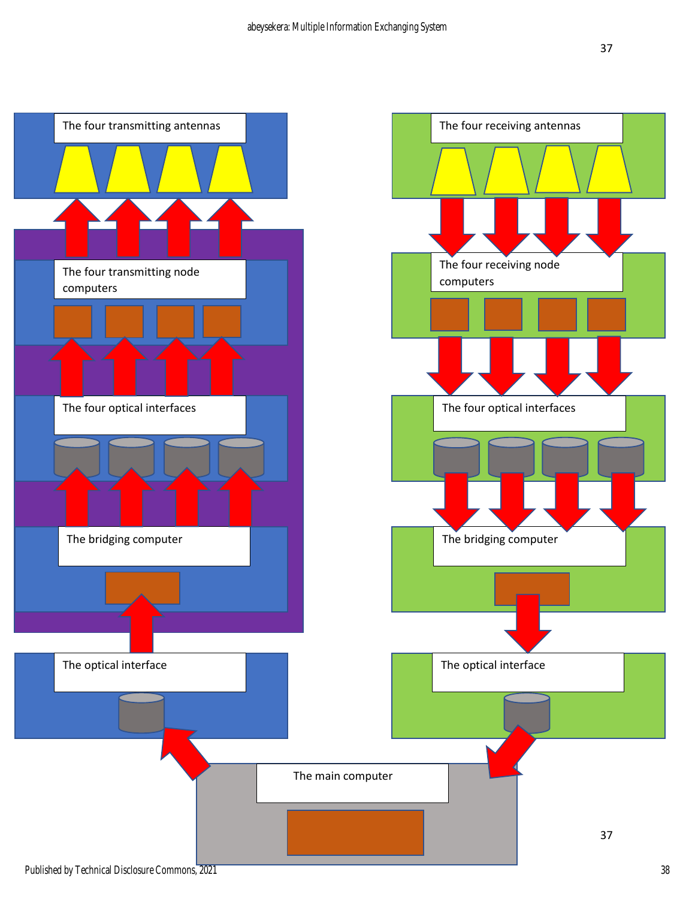The four transmitting antennas

The four transmitting node computers

The four optical interfaces

The bridging computer

The optical interface

The four receiving antennas

The four receiving node computers

The four optical interfaces

The bridging computer

The optical interface

The main computer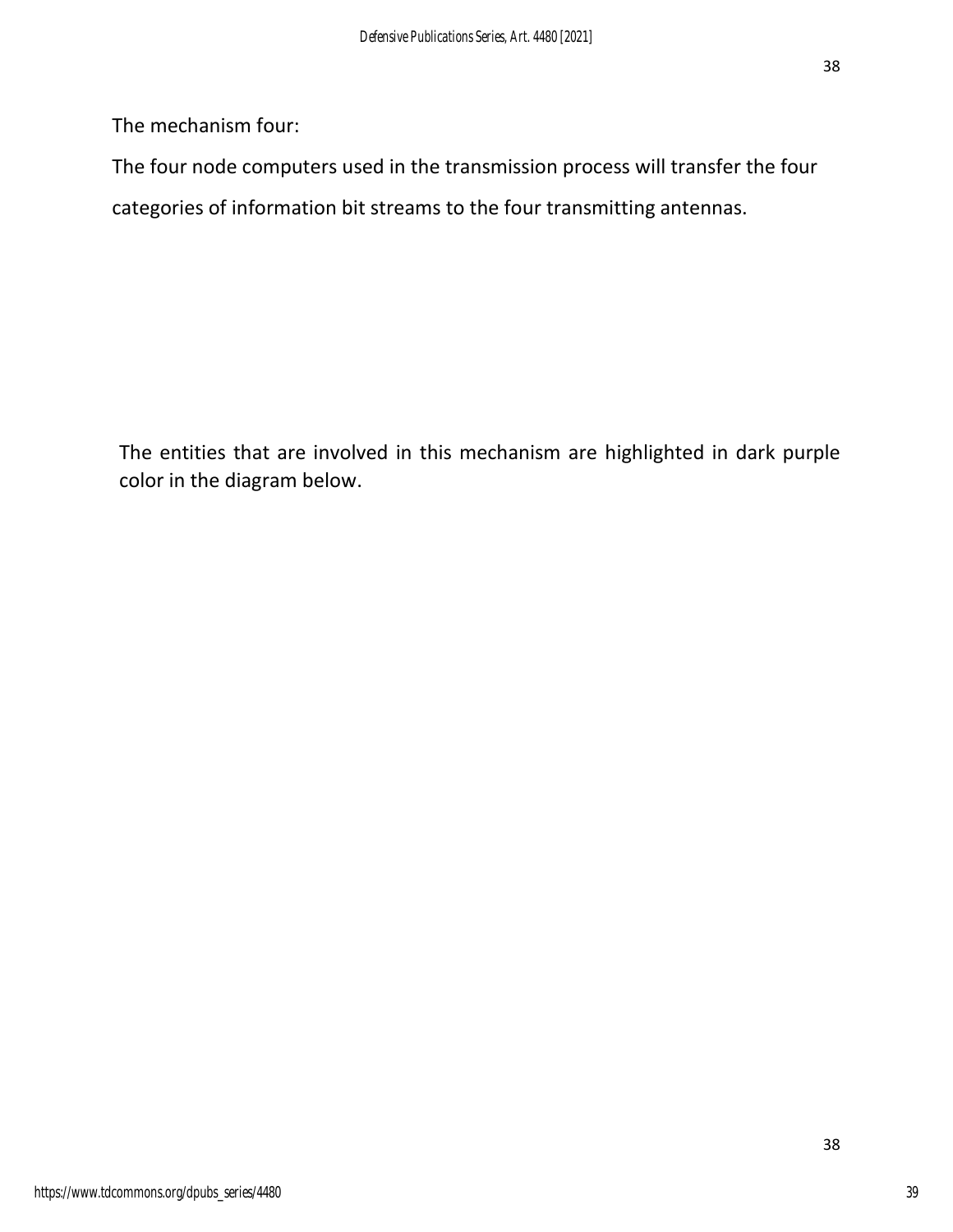The mechanism four:

The four node computers used in the transmission process will transfer the four categories of information bit streams to the four transmitting antennas.

The entities that are involved in this mechanism are highlighted in dark purple color in the diagram below.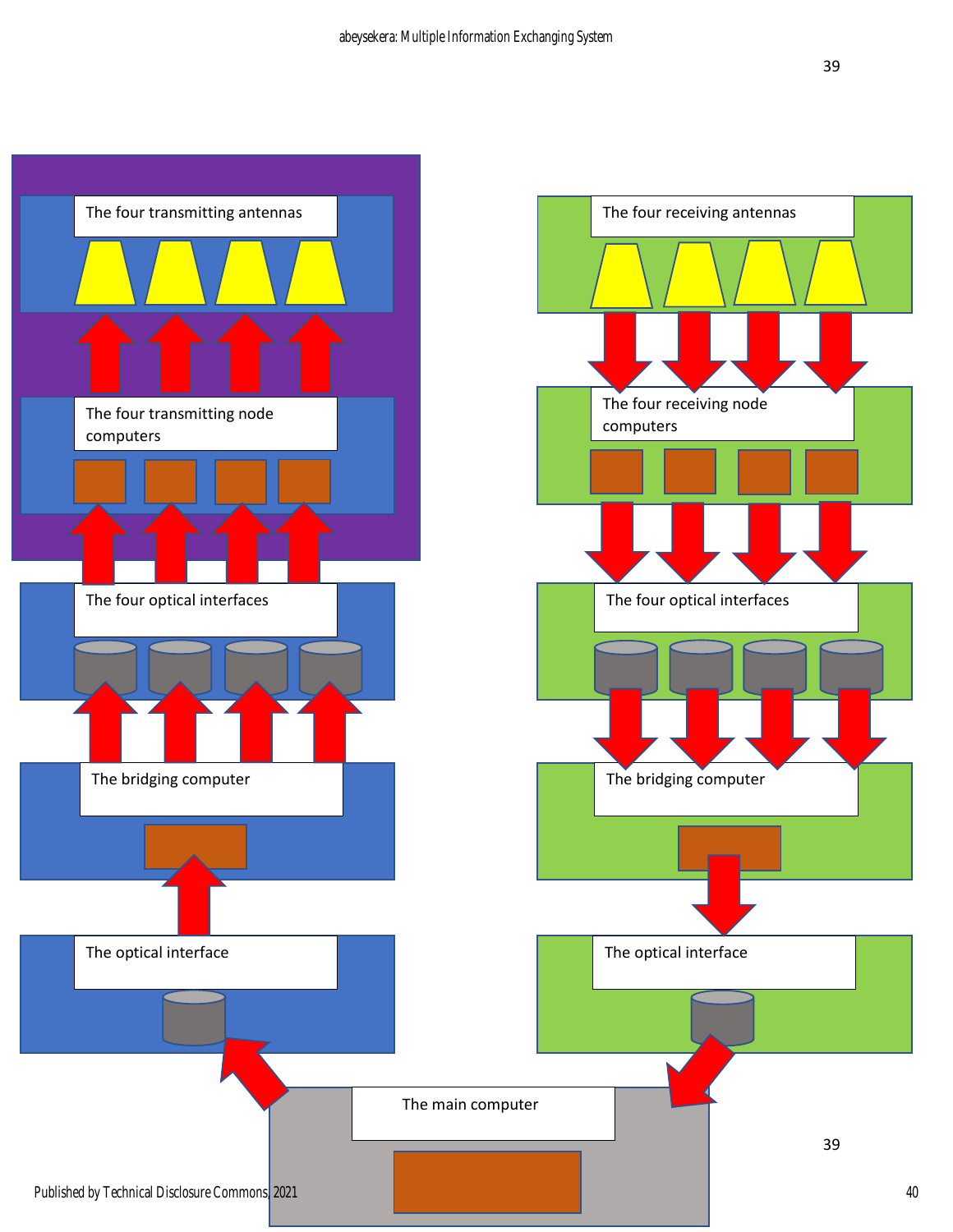The four transmitting antennas

The four transmitting node computers

The four optical interfaces

The bridging computer

The optical interface

The four receiving antennas

The four receiving node computers

The four optical interfaces

The bridging computer

The optical interface

The main computer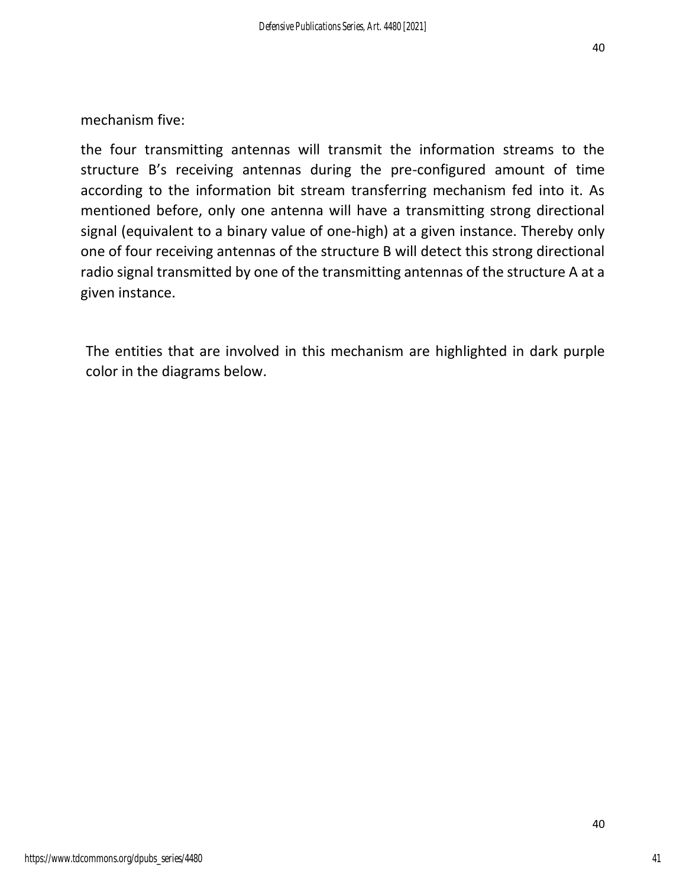mechanism five:

the four transmitting antennas will transmit the information streams to the structure B's receiving antennas during the pre-configured amount of time according to the information bit stream transferring mechanism fed into it. As mentioned before, only one antenna will have a transmitting strong directional signal (equivalent to a binary value of one-high) at a given instance. Thereby only one of four receiving antennas of the structure B will detect this strong directional radio signal transmitted by one of the transmitting antennas of the structure A at a given instance.

The entities that are involved in this mechanism are highlighted in dark purple color in the diagrams below.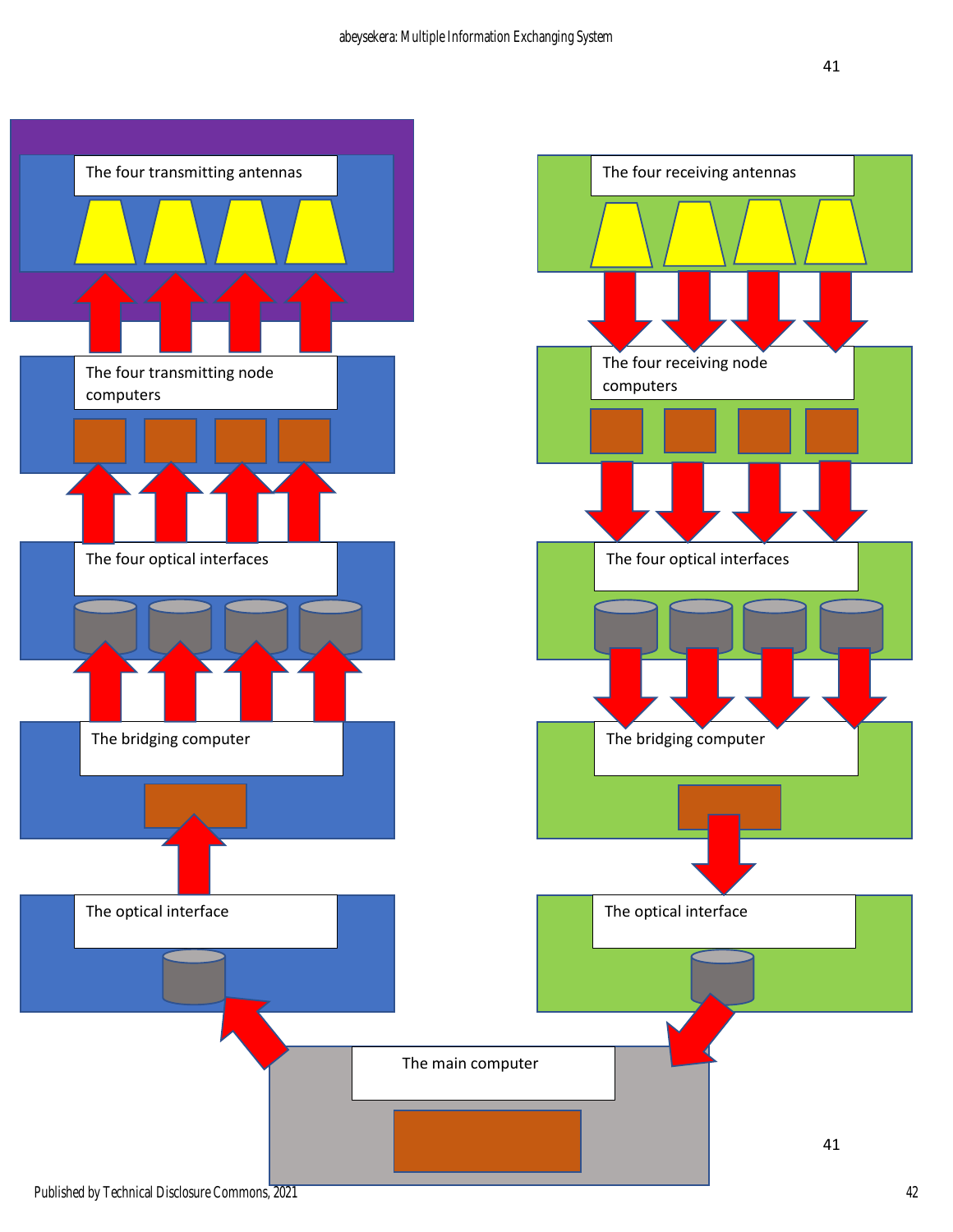The four transmitting antennas

The four transmitting node computers

The four optical interfaces

The bridging computer

The optical interface

The four receiving antennas

The four receiving node computers

The four optical interfaces

The bridging computer

The optical interface

The main computer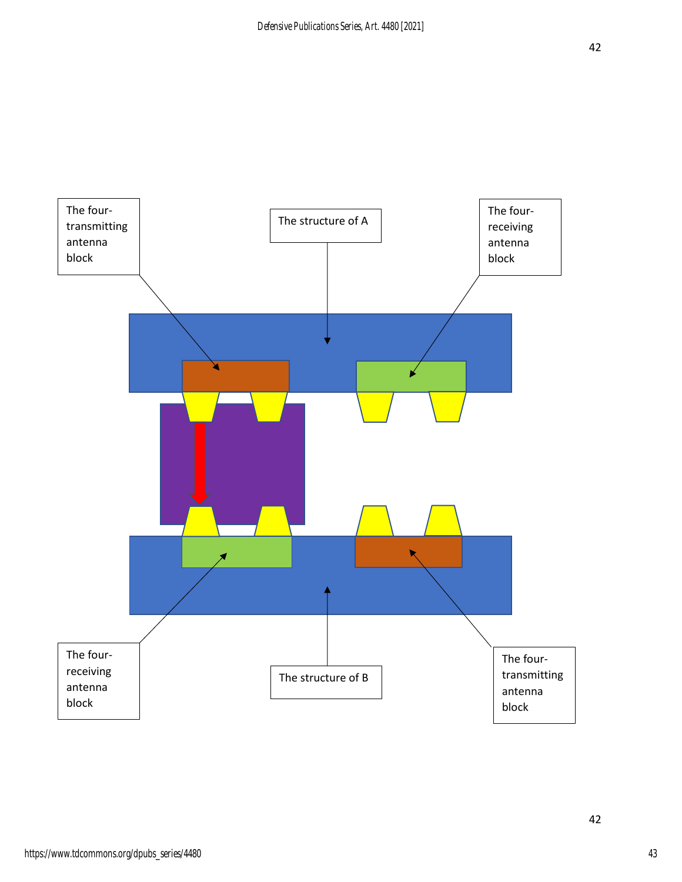The four-transmitting antenna block

The structure of A

The four-receiving antenna block

The four-receiving antenna block

The structure of B

The four-transmitting antenna block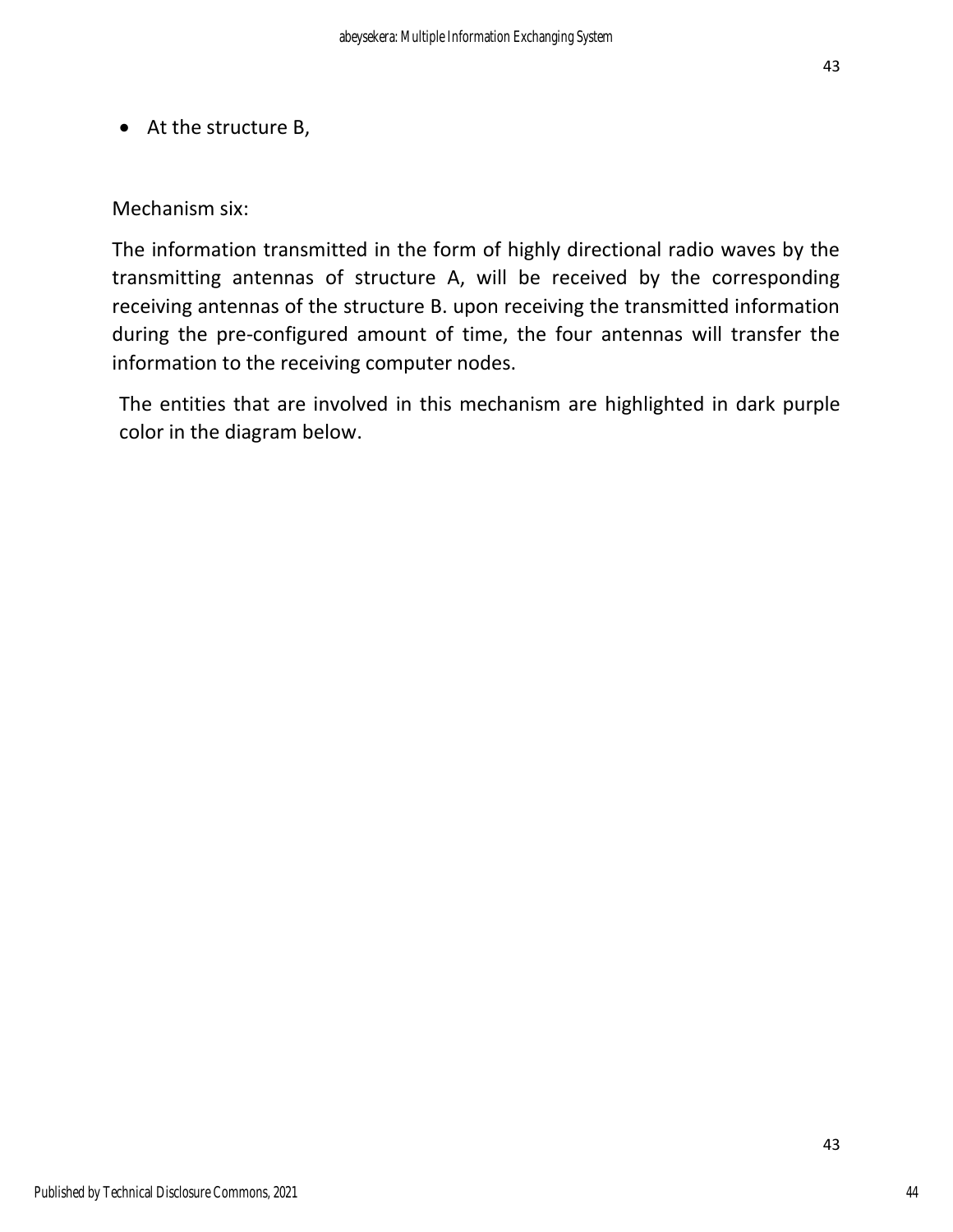- At the structure B,

Mechanism six:

The information transmitted in the form of highly directional radio waves by the transmitting antennas of structure A, will be received by the corresponding receiving antennas of the structure B. upon receiving the transmitted information during the pre-configured amount of time, the four antennas will transfer the information to the receiving computer nodes.

The entities that are involved in this mechanism are highlighted in dark purple color in the diagram below.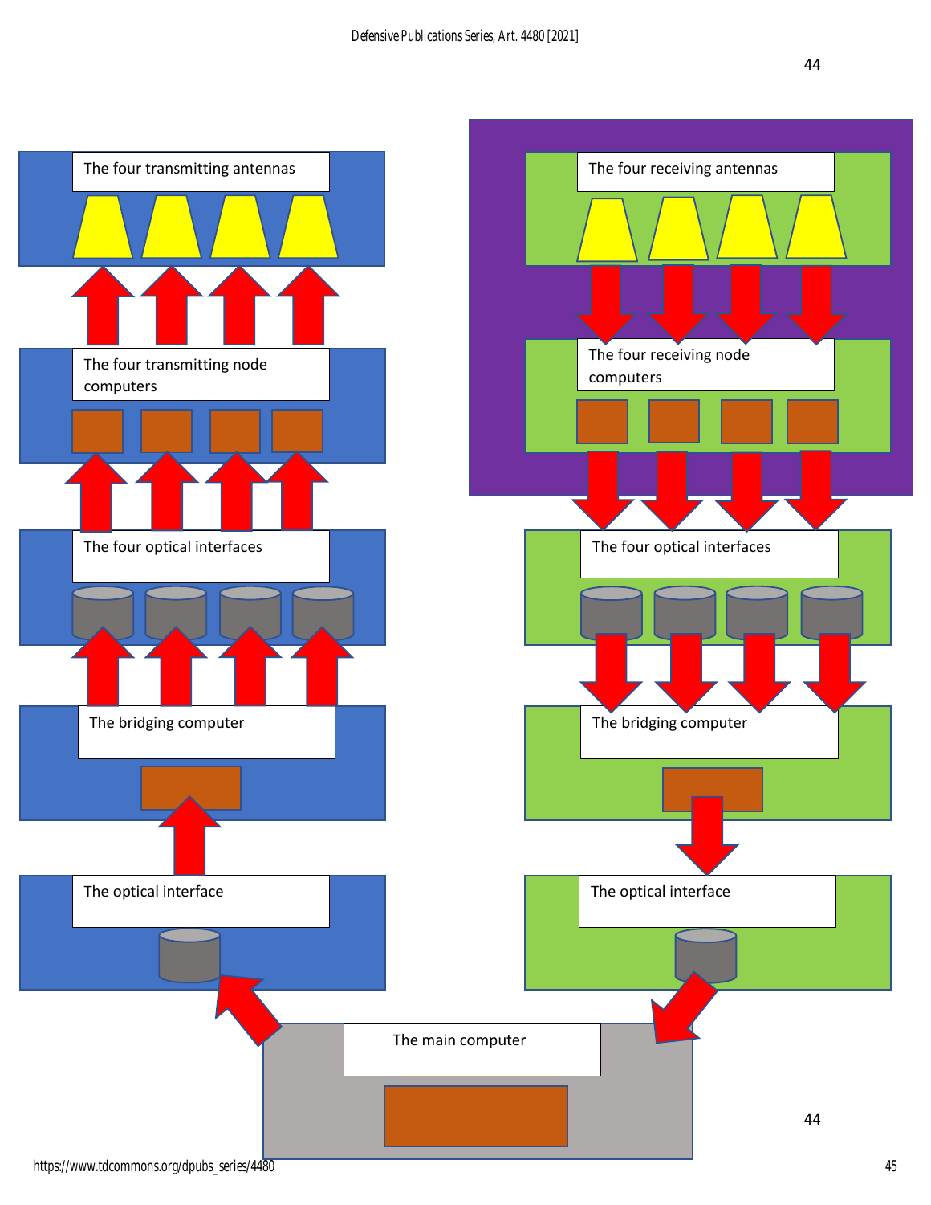The four transmitting antennas

The four transmitting node computers

The four optical interfaces

The bridging computer

The optical interface

The four receiving antennas

The four receiving node computers

The four optical interfaces

The bridging computer

The optical interface

The main computer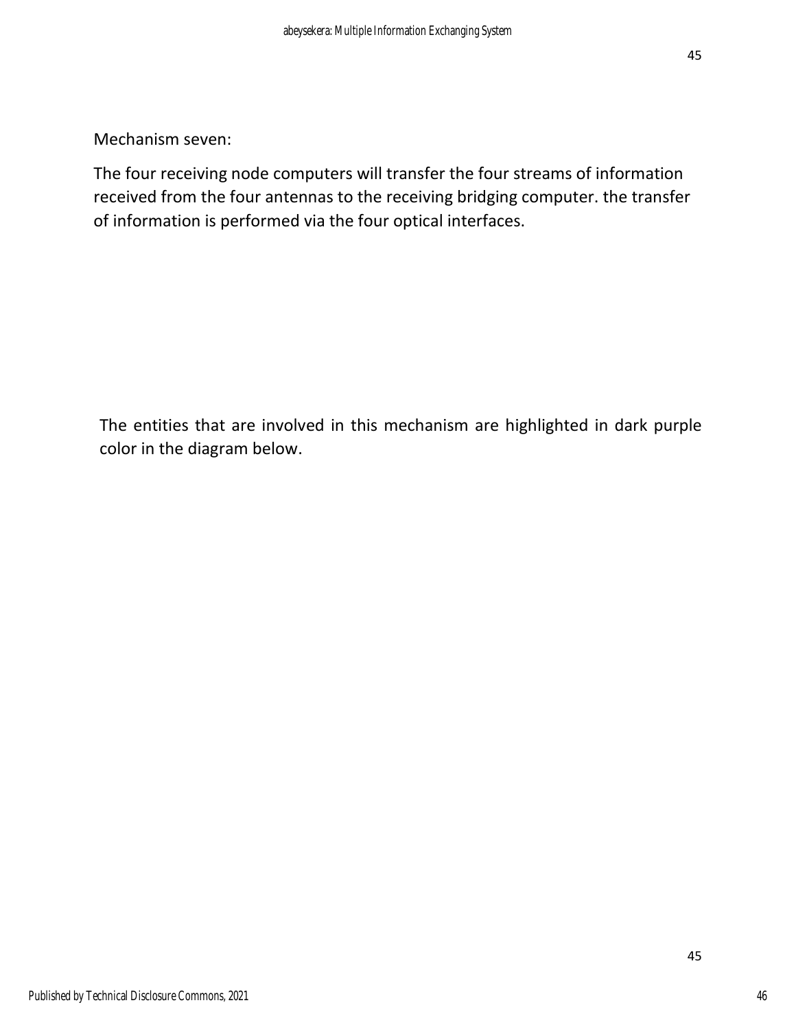Mechanism seven:

The four receiving node computers will transfer the four streams of information received from the four antennas to the receiving bridging computer. the transfer of information is performed via the four optical interfaces.

The entities that are involved in this mechanism are highlighted in dark purple color in the diagram below.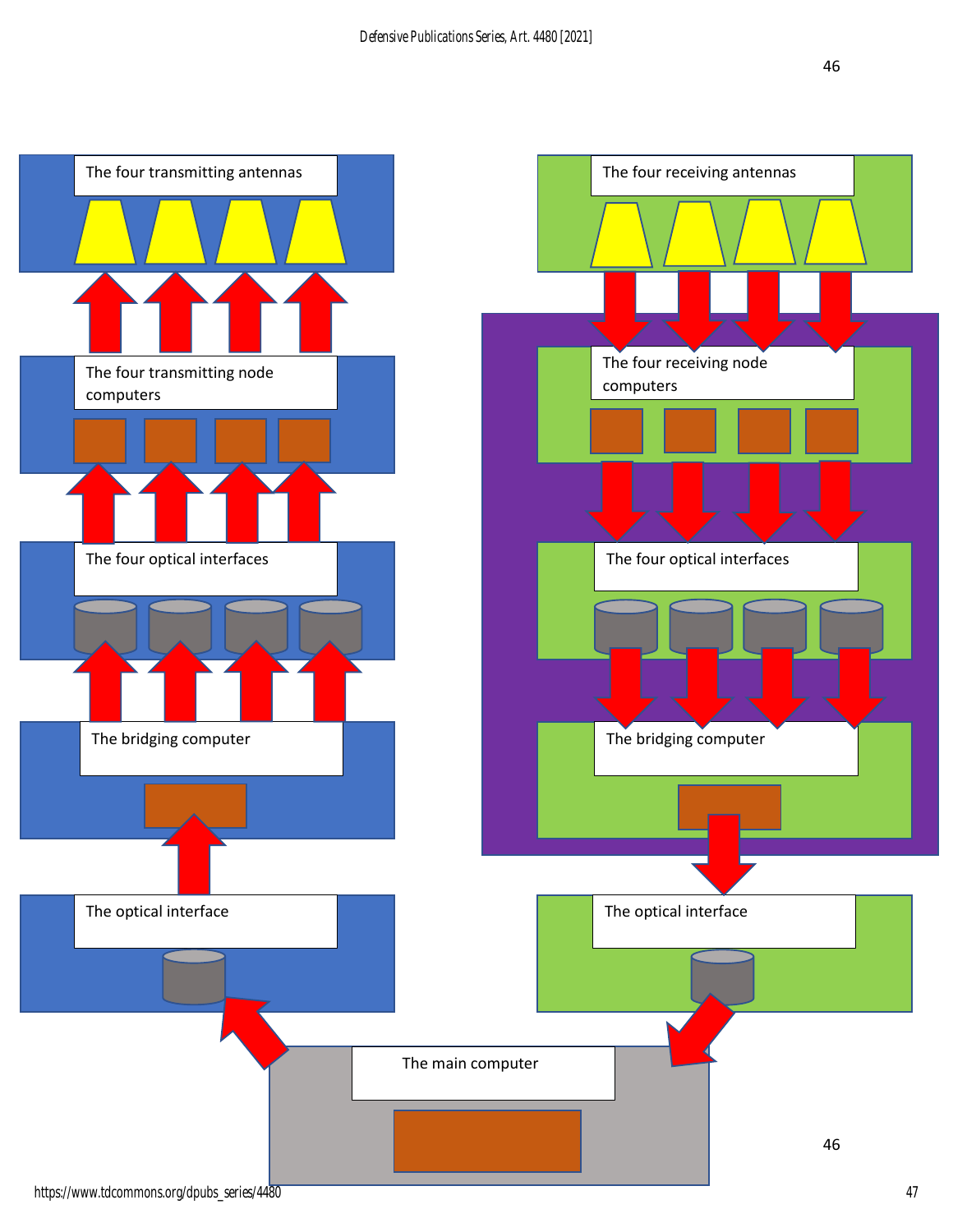The four transmitting antennas

The four transmitting node computers

The four optical interfaces

The bridging computer

The optical interface

The four receiving antennas

The four receiving node computers

The four optical interfaces

The bridging computer

The optical interface

The main computer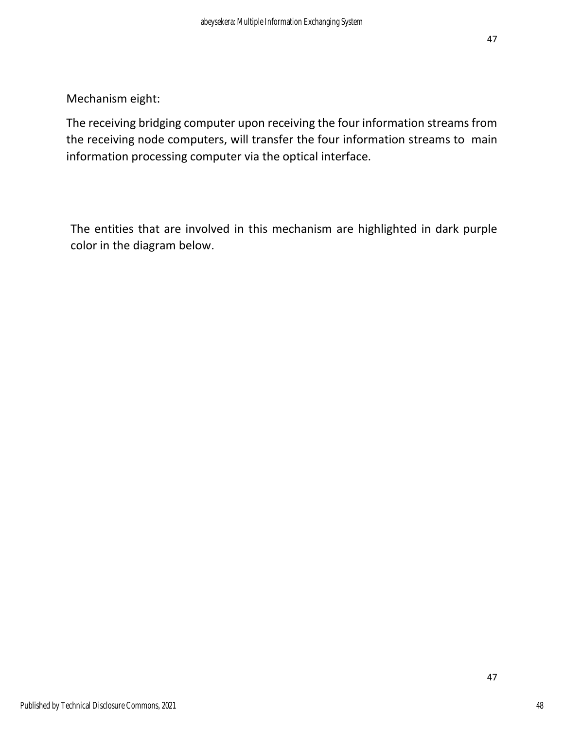Mechanism eight:

The receiving bridging computer upon receiving the four information streams from the receiving node computers, will transfer the four information streams to main information processing computer via the optical interface.

The entities that are involved in this mechanism are highlighted in dark purple color in the diagram below.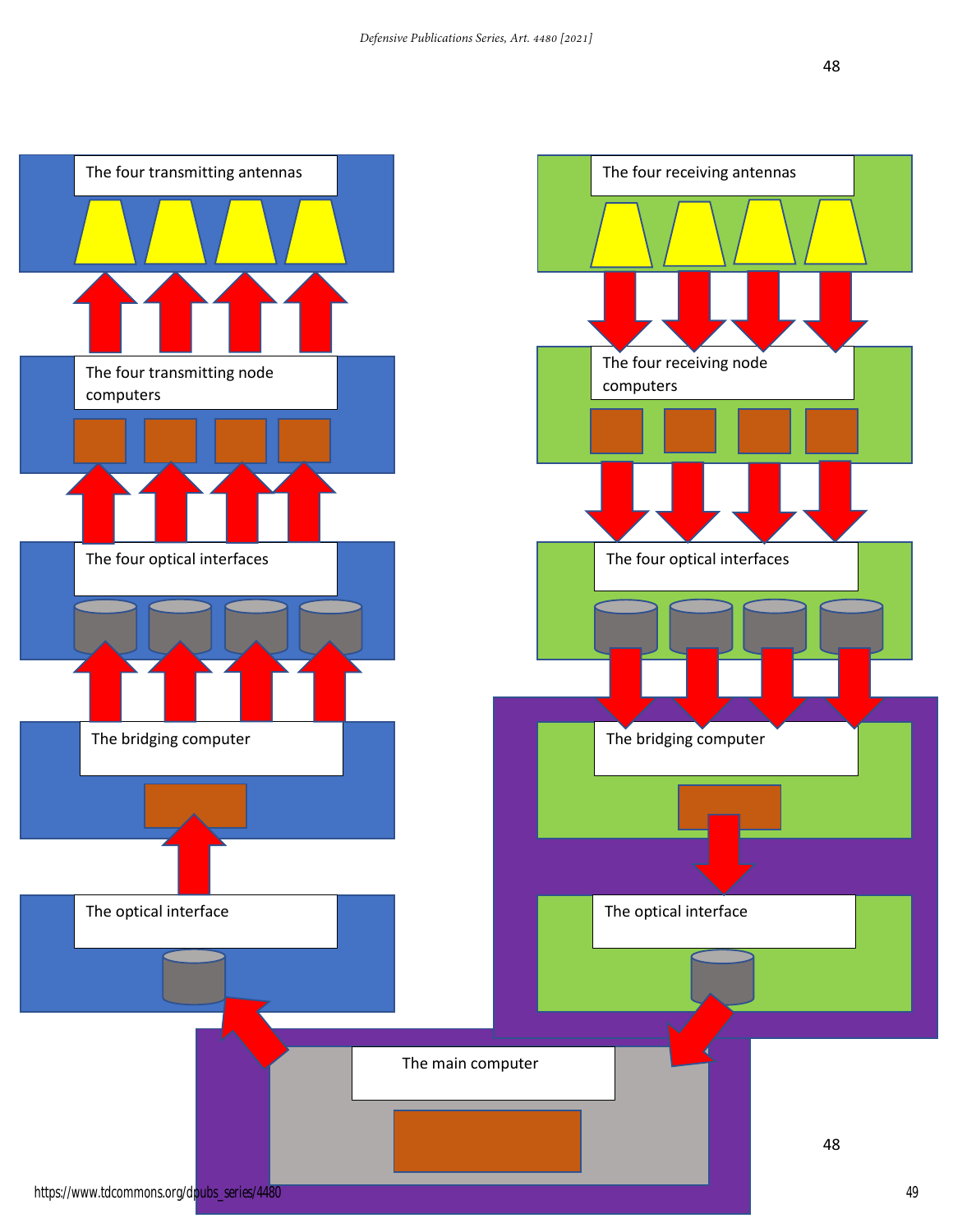The four transmitting antennas

The four transmitting node computers

The four optical interfaces

The bridging computer

The optical interface

The four receiving antennas

The four receiving node computers

The four optical interfaces

The bridging computer

The optical interface

The main computer

48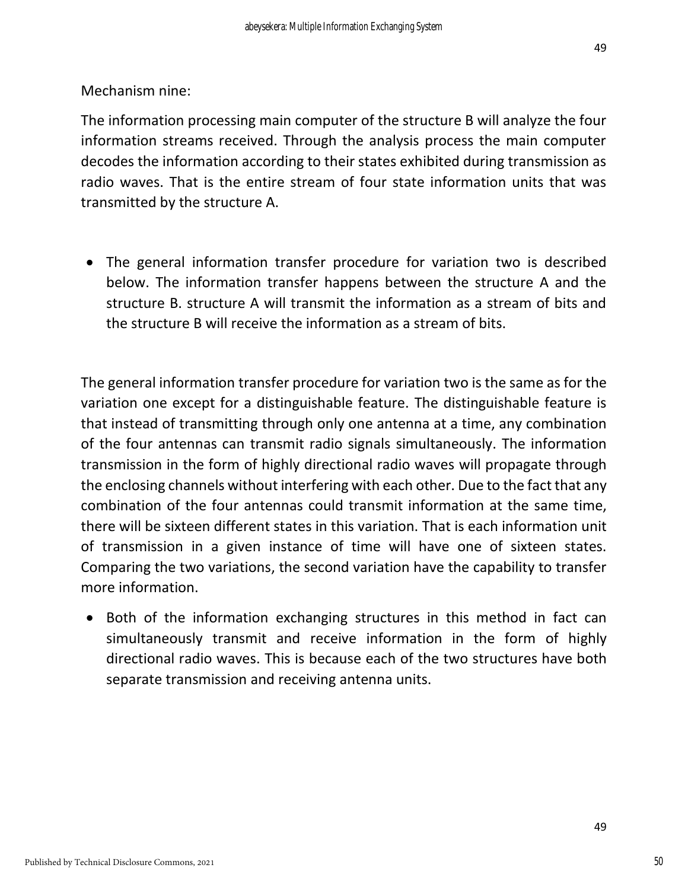Mechanism nine:

The information processing main computer of the structure B will analyze the four information streams received. Through the analysis process the main computer decodes the information according to their states exhibited during transmission as radio waves. That is the entire stream of four state information units that was transmitted by the structure A.

- The general information transfer procedure for variation two is described below. The information transfer happens between the structure A and the structure B. structure A will transmit the information as a stream of bits and the structure B will receive the information as a stream of bits.

The general information transfer procedure for variation two is the same as for the variation one except for a distinguishable feature. The distinguishable feature is that instead of transmitting through only one antenna at a time, any combination of the four antennas can transmit radio signals simultaneously. The information transmission in the form of highly directional radio waves will propagate through the enclosing channels without interfering with each other. Due to the fact that any combination of the four antennas could transmit information at the same time, there will be sixteen different states in this variation. That is each information unit of transmission in a given instance of time will have one of sixteen states. Comparing the two variations, the second variation have the capability to transfer more information.

- Both of the information exchanging structures in this method in fact can simultaneously transmit and receive information in the form of highly directional radio waves. This is because each of the two structures have both separate transmission and receiving antenna units.